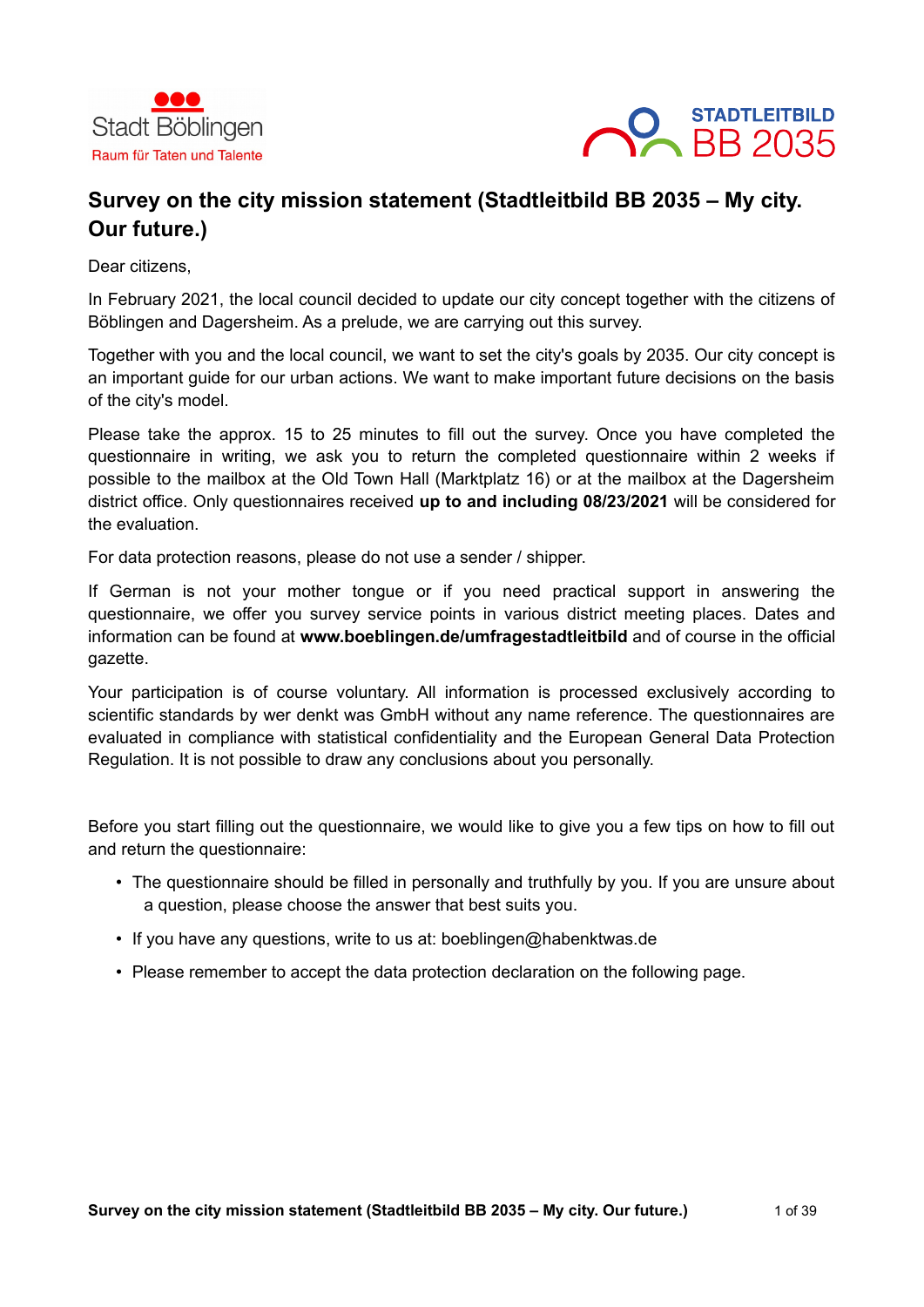Stadt Böblingen
Raum für Taten und Talente

STADTLEITBILD
BB 2035

# Survey on the city mission statement (Stadtleitbild BB 2035 – My city. Our future.)

Dear citizens,

In February 2021, the local council decided to update our city concept together with the citizens of Böblingen and Dagersheim. As a prelude, we are carrying out this survey.

Together with you and the local council, we want to set the city's goals by 2035. Our city concept is an important guide for our urban actions. We want to make important future decisions on the basis of the city's model.

Please take the approx. 15 to 25 minutes to fill out the survey. Once you have completed the questionnaire in writing, we ask you to return the completed questionnaire within 2 weeks if possible to the mailbox at the Old Town Hall (Marktplatz 16) or at the mailbox at the Dagersheim district office. Only questionnaires received **up to and including 08/23/2021** will be considered for the evaluation.

For data protection reasons, please do not use a sender / shipper.

If German is not your mother tongue or if you need practical support in answering the questionnaire, we offer you survey service points in various district meeting places. Dates and information can be found at **www.boeblingen.de/umfragestadtleitbild** and of course in the official gazette.

Your participation is of course voluntary. All information is processed exclusively according to scientific standards by wer denkt was GmbH without any name reference. The questionnaires are evaluated in compliance with statistical confidentiality and the European General Data Protection Regulation. It is not possible to draw any conclusions about you personally.

Before you start filling out the questionnaire, we would like to give you a few tips on how to fill out and return the questionnaire:

- The questionnaire should be filled in personally and truthfully by you. If you are unsure about a question, please choose the answer that best suits you.
- If you have any questions, write to us at: boeblingen@habenktwas.de
- Please remember to accept the data protection declaration on the following page.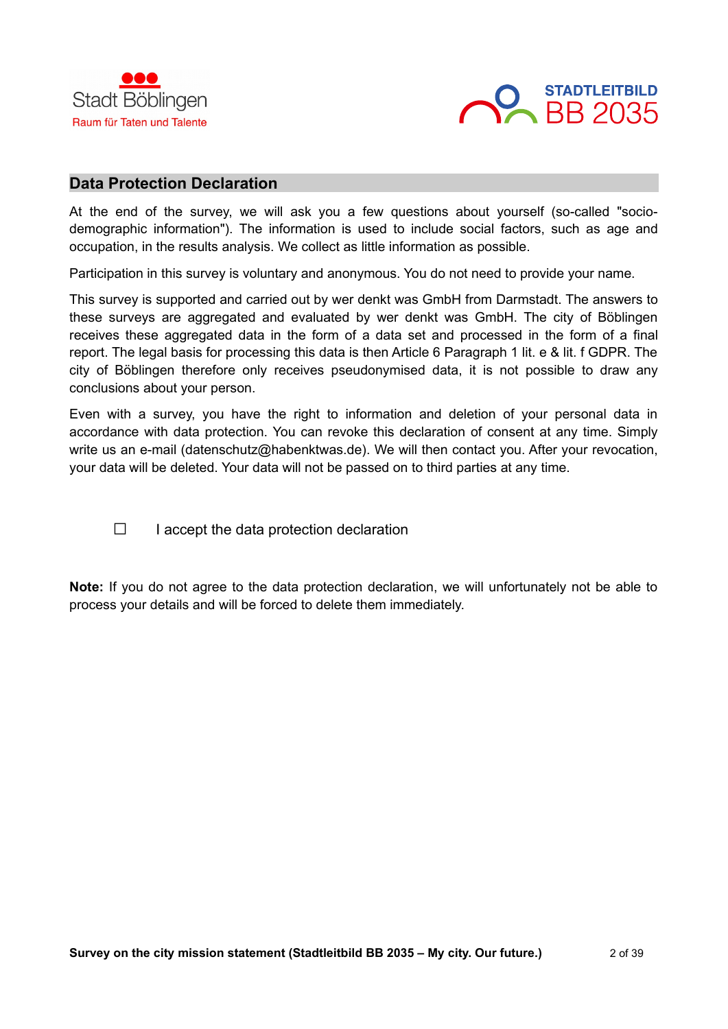Stadt Böblingen
Raum für Taten und Talente

STADTLEITBILD
BB 2035

## Data Protection Declaration

At the end of the survey, we will ask you a few questions about yourself (so-called "socio-demographic information"). The information is used to include social factors, such as age and occupation, in the results analysis. We collect as little information as possible.

Participation in this survey is voluntary and anonymous. You do not need to provide your name.

This survey is supported and carried out by wer denkt was GmbH from Darmstadt. The answers to these surveys are aggregated and evaluated by wer denkt was GmbH. The city of Böblingen receives these aggregated data in the form of a data set and processed in the form of a final report. The legal basis for processing this data is then Article 6 Paragraph 1 lit. e & lit. f GDPR. The city of Böblingen therefore only receives pseudonymised data, it is not possible to draw any conclusions about your person.

Even with a survey, you have the right to information and deletion of your personal data in accordance with data protection. You can revoke this declaration of consent at any time. Simply write us an e-mail (datenschutz@habenktwas.de). We will then contact you. After your revocation, your data will be deleted. Your data will not be passed on to third parties at any time.

☐ I accept the data protection declaration

**Note:** If you do not agree to the data protection declaration, we will unfortunately not be able to process your details and will be forced to delete them immediately.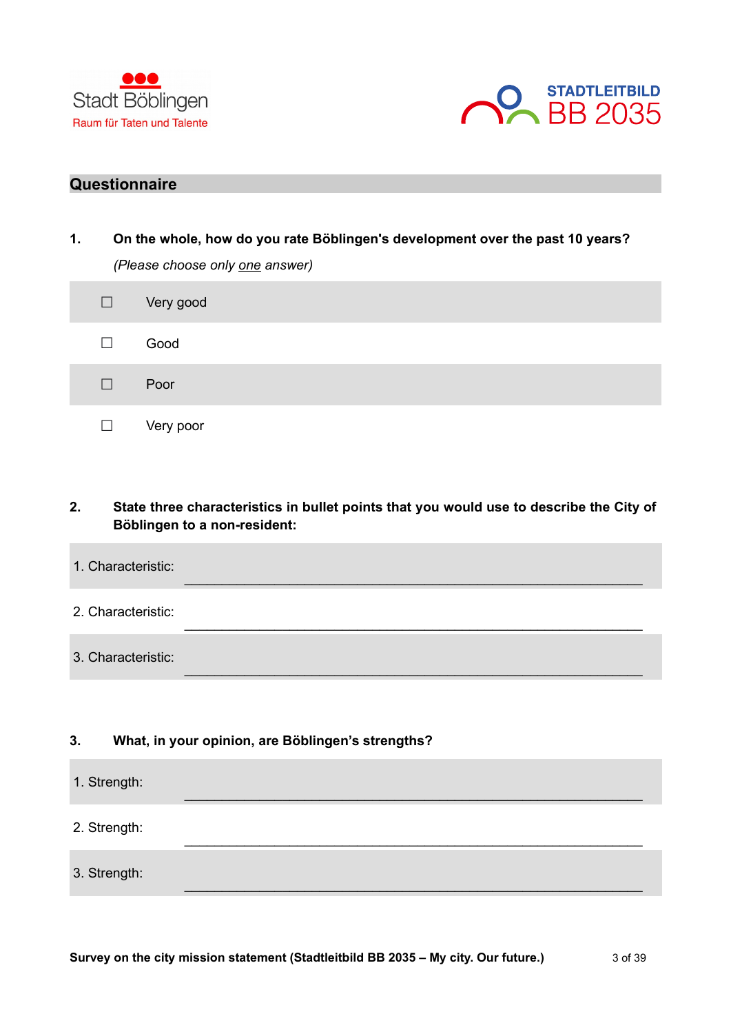Stadt Böblingen

Raum für Taten und Talente

STADTLEITBILD BB 2035

## Questionnaire

**1. On the whole, how do you rate Böblingen's development over the past 10 years?**

*(Please choose only <u>one</u> answer)*

☐ Very good

☐ Good

☐ Poor

☐ Very poor

**2. State three characteristics in bullet points that you would use to describe the City of Böblingen to a non-resident:**

1. Characteristic: ____________________________________________

2. Characteristic: ____________________________________________

3. Characteristic: ____________________________________________

**3. What, in your opinion, are Böblingen's strengths?**

1. Strength: ____________________________________________

2. Strength: ____________________________________________

3. Strength: ____________________________________________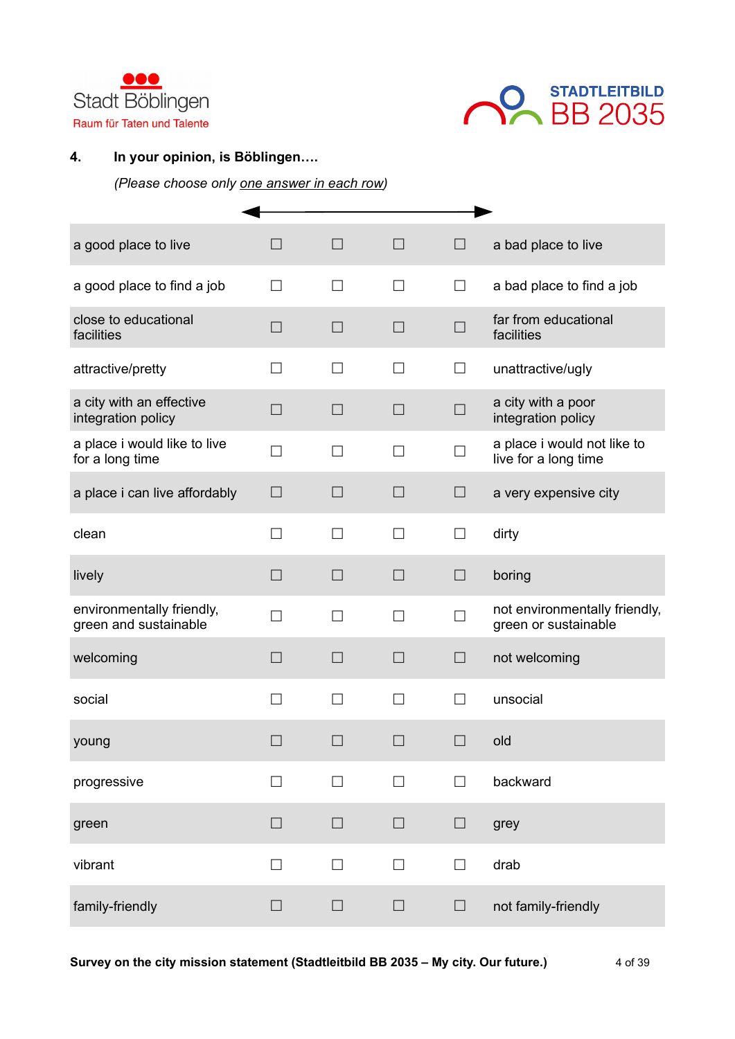**4. In your opinion, is Böblingen….**

*(Please choose only one answer in each row)*

| ← | | | | → | |
|---|---|---|---|---|---|
| a good place to live | ☐ | ☐ | ☐ | ☐ | a bad place to live |
| a good place to find a job | ☐ | ☐ | ☐ | ☐ | a bad place to find a job |
| close to educational facilities | ☐ | ☐ | ☐ | ☐ | far from educational facilities |
| attractive/pretty | ☐ | ☐ | ☐ | ☐ | unattractive/ugly |
| a city with an effective integration policy | ☐ | ☐ | ☐ | ☐ | a city with a poor integration policy |
| a place i would like to live for a long time | ☐ | ☐ | ☐ | ☐ | a place i would not like to live for a long time |
| a place i can live affordably | ☐ | ☐ | ☐ | ☐ | a very expensive city |
| clean | ☐ | ☐ | ☐ | ☐ | dirty |
| lively | ☐ | ☐ | ☐ | ☐ | boring |
| environmentally friendly, green and sustainable | ☐ | ☐ | ☐ | ☐ | not environmentally friendly, green or sustainable |
| welcoming | ☐ | ☐ | ☐ | ☐ | not welcoming |
| social | ☐ | ☐ | ☐ | ☐ | unsocial |
| young | ☐ | ☐ | ☐ | ☐ | old |
| progressive | ☐ | ☐ | ☐ | ☐ | backward |
| green | ☐ | ☐ | ☐ | ☐ | grey |
| vibrant | ☐ | ☐ | ☐ | ☐ | drab |
| family-friendly | ☐ | ☐ | ☐ | ☐ | not family-friendly |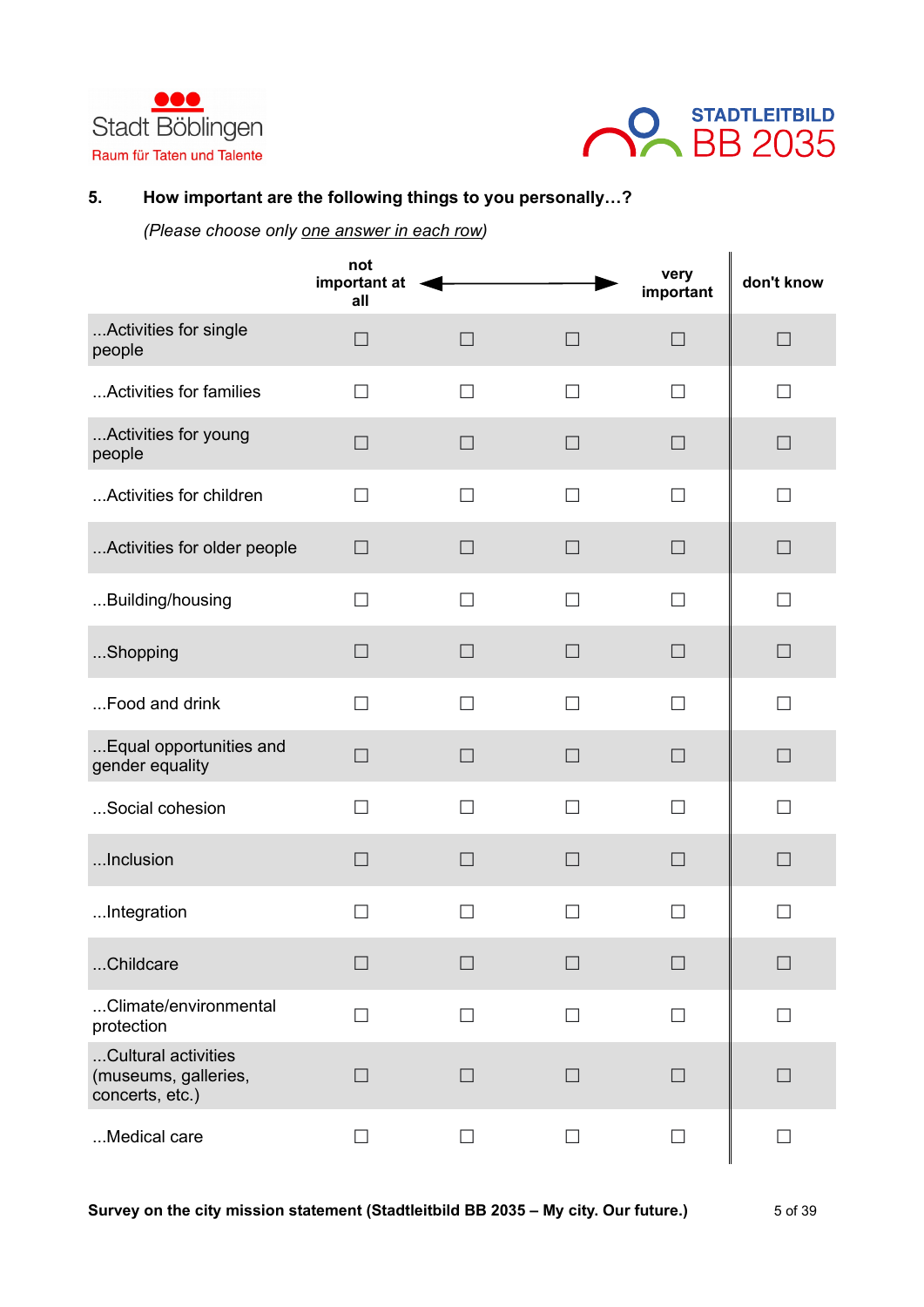Stadt Böblingen
Raum für Taten und Talente

STADTLEITBILD
BB 2035

**5. How important are the following things to you personally…?**

*(Please choose only* *one answer in each row)*

| | not important at all ◄ | | | ► very important | don't know |
|---|---|---|---|---|---|
| ...Activities for single people | ☐ | ☐ | ☐ | ☐ | ☐ |
| ...Activities for families | ☐ | ☐ | ☐ | ☐ | ☐ |
| ...Activities for young people | ☐ | ☐ | ☐ | ☐ | ☐ |
| ...Activities for children | ☐ | ☐ | ☐ | ☐ | ☐ |
| ...Activities for older people | ☐ | ☐ | ☐ | ☐ | ☐ |
| ...Building/housing | ☐ | ☐ | ☐ | ☐ | ☐ |
| ...Shopping | ☐ | ☐ | ☐ | ☐ | ☐ |
| ...Food and drink | ☐ | ☐ | ☐ | ☐ | ☐ |
| ...Equal opportunities and gender equality | ☐ | ☐ | ☐ | ☐ | ☐ |
| ...Social cohesion | ☐ | ☐ | ☐ | ☐ | ☐ |
| ...Inclusion | ☐ | ☐ | ☐ | ☐ | ☐ |
| ...Integration | ☐ | ☐ | ☐ | ☐ | ☐ |
| ...Childcare | ☐ | ☐ | ☐ | ☐ | ☐ |
| ...Climate/environmental protection | ☐ | ☐ | ☐ | ☐ | ☐ |
| ...Cultural activities (museums, galleries, concerts, etc.) | ☐ | ☐ | ☐ | ☐ | ☐ |
| ...Medical care | ☐ | ☐ | ☐ | ☐ | ☐ |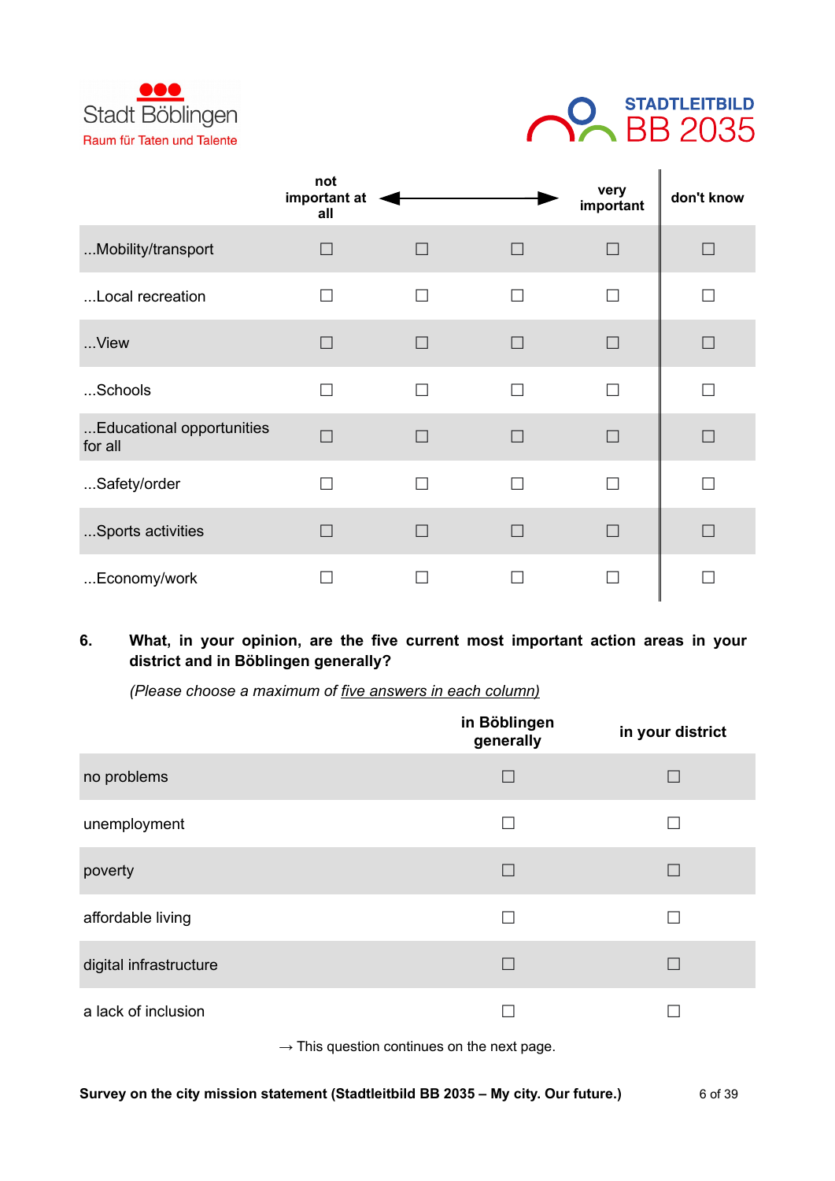Stadt Böblingen
Raum für Taten und Talente

STADTLEITBILD
BB 2035

| | not important at all | ◄ | ► | very important | don't know |
|---|---|---|---|---|---|
| ...Mobility/transport | ☐ | ☐ | ☐ | ☐ | ☐ |
| ...Local recreation | ☐ | ☐ | ☐ | ☐ | ☐ |
| ...View | ☐ | ☐ | ☐ | ☐ | ☐ |
| ...Schools | ☐ | ☐ | ☐ | ☐ | ☐ |
| ...Educational opportunities for all | ☐ | ☐ | ☐ | ☐ | ☐ |
| ...Safety/order | ☐ | ☐ | ☐ | ☐ | ☐ |
| ...Sports activities | ☐ | ☐ | ☐ | ☐ | ☐ |
| ...Economy/work | ☐ | ☐ | ☐ | ☐ | ☐ |

**6. What, in your opinion, are the five current most important action areas in your district and in Böblingen generally?**

*(Please choose a maximum of five answers in each column)*

| | in Böblingen generally | in your district |
|---|---|---|
| no problems | ☐ | ☐ |
| unemployment | ☐ | ☐ |
| poverty | ☐ | ☐ |
| affordable living | ☐ | ☐ |
| digital infrastructure | ☐ | ☐ |
| a lack of inclusion | ☐ | ☐ |

→ This question continues on the next page.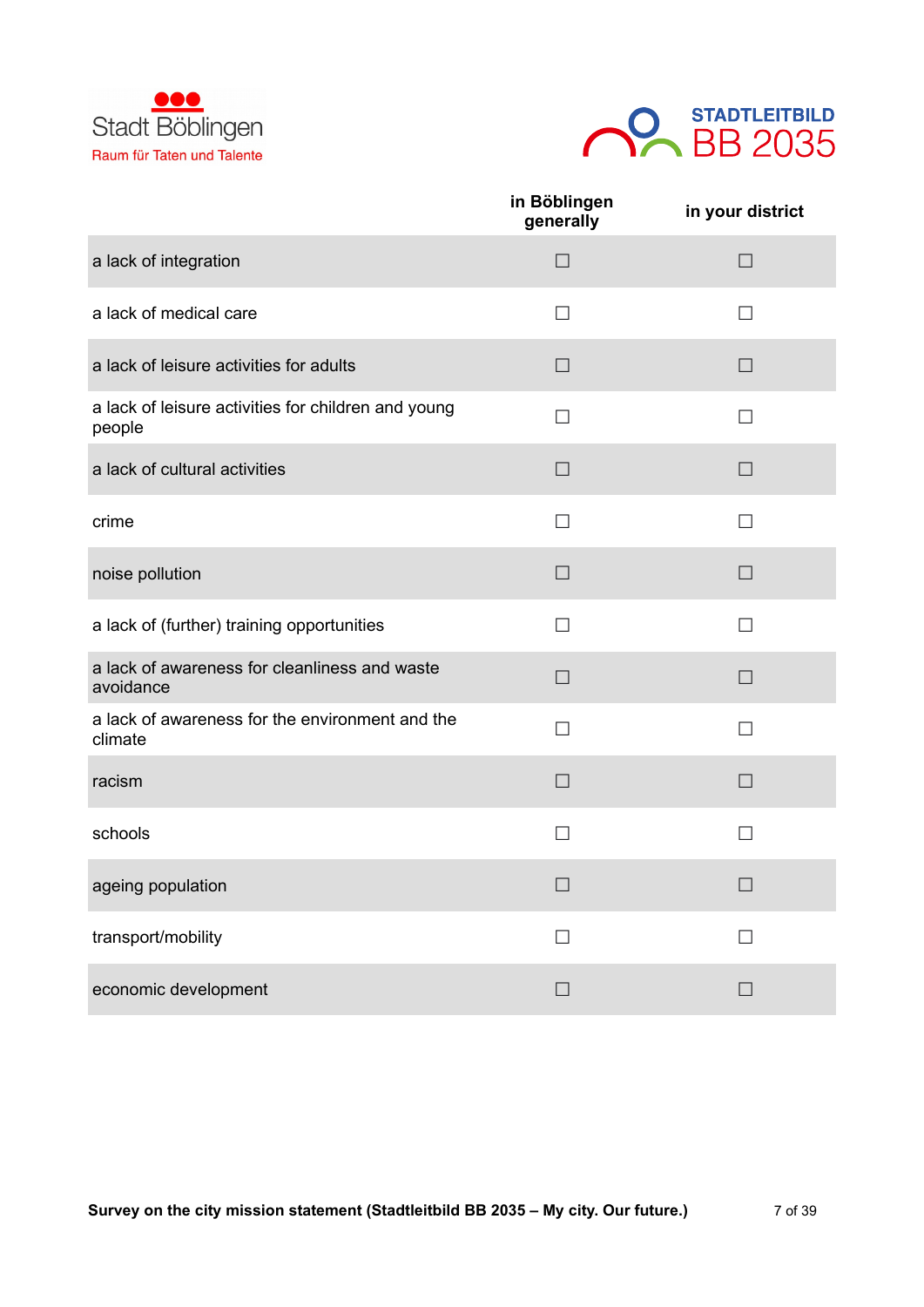Stadt Böblingen
Raum für Taten und Talente

STADTLEITBILD
BB 2035

| | in Böblingen generally | in your district |
|---|---|---|
| a lack of integration | ☐ | ☐ |
| a lack of medical care | ☐ | ☐ |
| a lack of leisure activities for adults | ☐ | ☐ |
| a lack of leisure activities for children and young people | ☐ | ☐ |
| a lack of cultural activities | ☐ | ☐ |
| crime | ☐ | ☐ |
| noise pollution | ☐ | ☐ |
| a lack of (further) training opportunities | ☐ | ☐ |
| a lack of awareness for cleanliness and waste avoidance | ☐ | ☐ |
| a lack of awareness for the environment and the climate | ☐ | ☐ |
| racism | ☐ | ☐ |
| schools | ☐ | ☐ |
| ageing population | ☐ | ☐ |
| transport/mobility | ☐ | ☐ |
| economic development | ☐ | ☐ |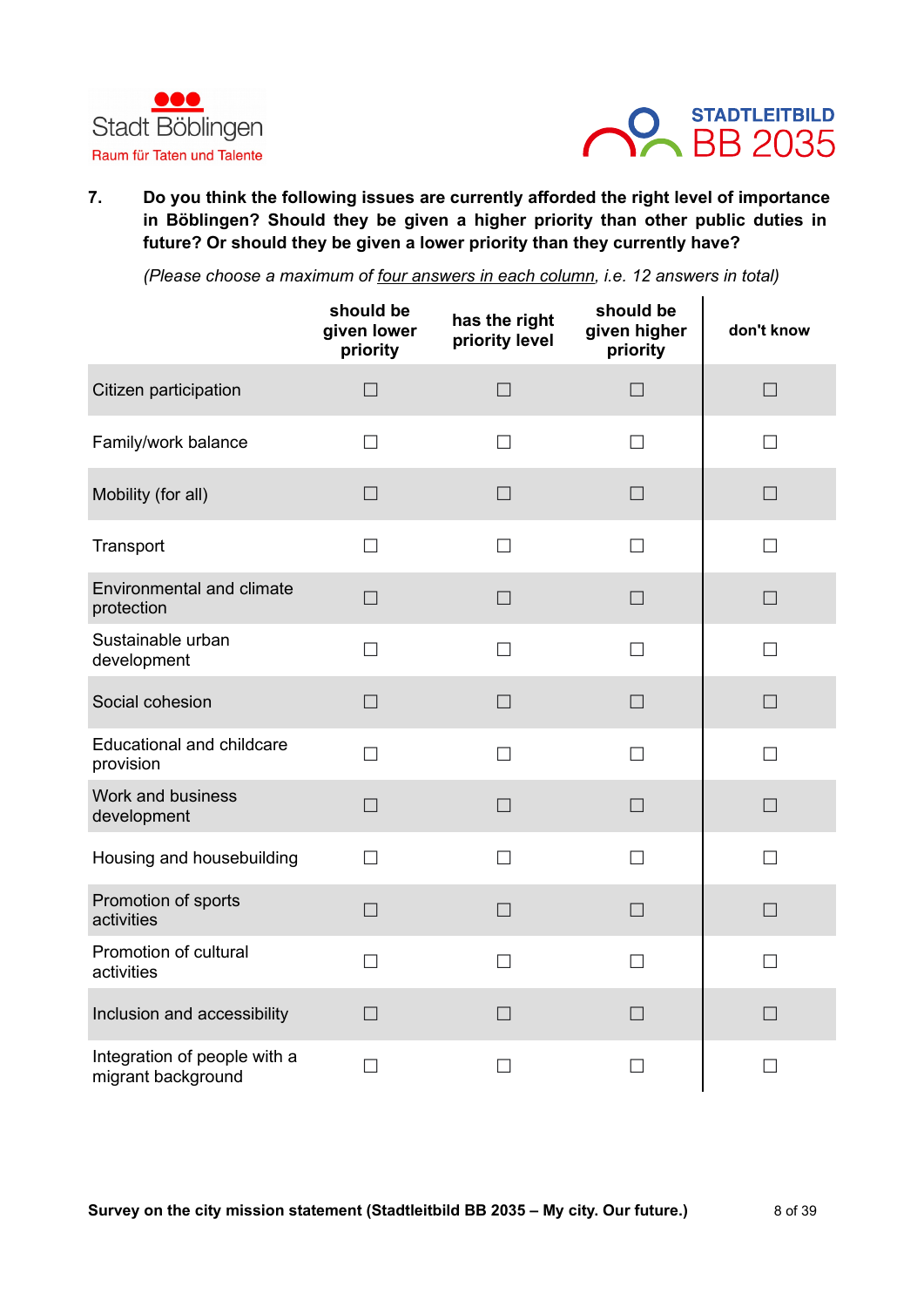**7. Do you think the following issues are currently afforded the right level of importance in Böblingen? Should they be given a higher priority than other public duties in future? Or should they be given a lower priority than they currently have?**

*(Please choose a maximum of four answers in each column, i.e. 12 answers in total)*

| | should be given lower priority | has the right priority level | should be given higher priority | don't know |
|---|---|---|---|---|
| Citizen participation | ☐ | ☐ | ☐ | ☐ |
| Family/work balance | ☐ | ☐ | ☐ | ☐ |
| Mobility (for all) | ☐ | ☐ | ☐ | ☐ |
| Transport | ☐ | ☐ | ☐ | ☐ |
| Environmental and climate protection | ☐ | ☐ | ☐ | ☐ |
| Sustainable urban development | ☐ | ☐ | ☐ | ☐ |
| Social cohesion | ☐ | ☐ | ☐ | ☐ |
| Educational and childcare provision | ☐ | ☐ | ☐ | ☐ |
| Work and business development | ☐ | ☐ | ☐ | ☐ |
| Housing and housebuilding | ☐ | ☐ | ☐ | ☐ |
| Promotion of sports activities | ☐ | ☐ | ☐ | ☐ |
| Promotion of cultural activities | ☐ | ☐ | ☐ | ☐ |
| Inclusion and accessibility | ☐ | ☐ | ☐ | ☐ |
| Integration of people with a migrant background | ☐ | ☐ | ☐ | ☐ |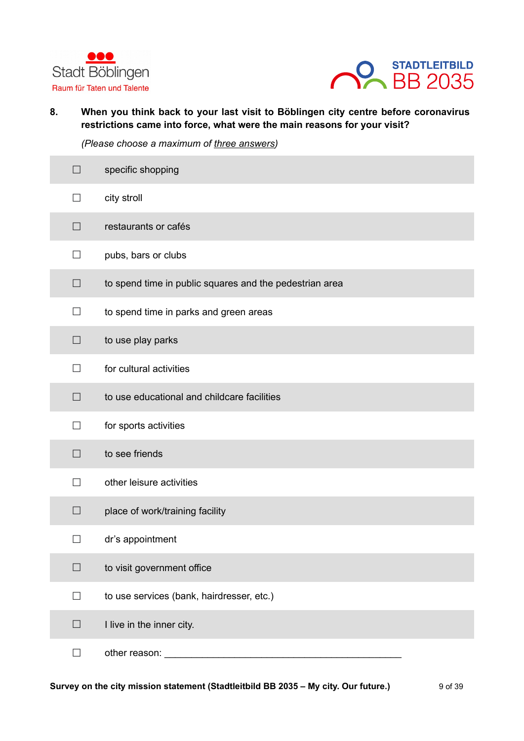Stadt Böblingen
Raum für Taten und Talente

STADTLEITBILD
BB 2035

**8. When you think back to your last visit to Böblingen city centre before coronavirus restrictions came into force, what were the main reasons for your visit?**

*(Please choose a maximum of <u>three answers</u>)*

- ☐ specific shopping
- ☐ city stroll
- ☐ restaurants or cafés
- ☐ pubs, bars or clubs
- ☐ to spend time in public squares and the pedestrian area
- ☐ to spend time in parks and green areas
- ☐ to use play parks
- ☐ for cultural activities
- ☐ to use educational and childcare facilities
- ☐ for sports activities
- ☐ to see friends
- ☐ other leisure activities
- ☐ place of work/training facility
- ☐ dr's appointment
- ☐ to visit government office
- ☐ to use services (bank, hairdresser, etc.)
- ☐ I live in the inner city.
- ☐ other reason: ______________________________________________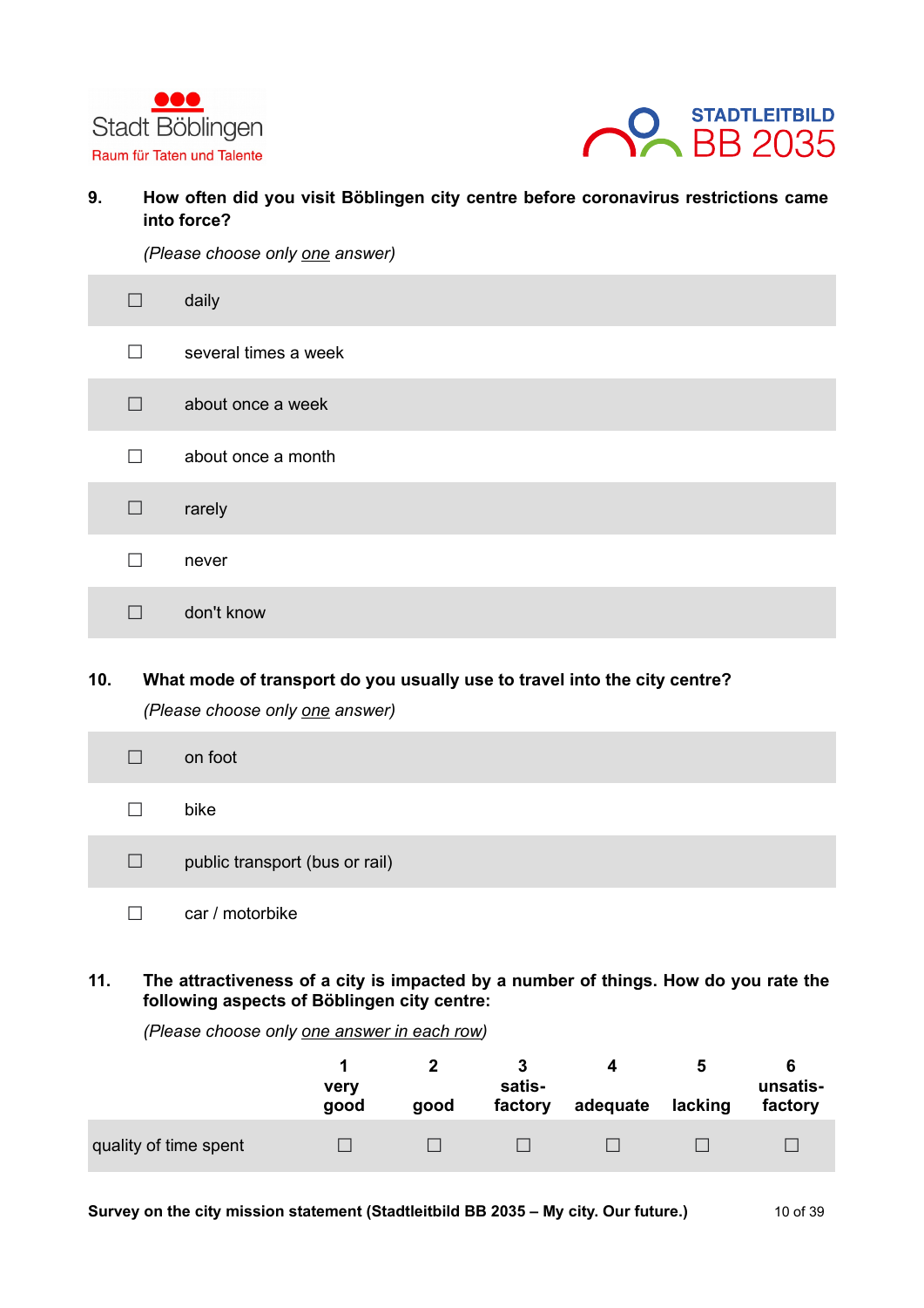**9. How often did you visit Böblingen city centre before coronavirus restrictions came into force?**

*(Please choose only one answer)*

- ☐ daily
- ☐ several times a week
- ☐ about once a week
- ☐ about once a month
- ☐ rarely
- ☐ never
- ☐ don't know

**10. What mode of transport do you usually use to travel into the city centre?**

*(Please choose only one answer)*

- ☐ on foot
- ☐ bike
- ☐ public transport (bus or rail)
- ☐ car / motorbike

**11. The attractiveness of a city is impacted by a number of things. How do you rate the following aspects of Böblingen city centre:**

*(Please choose only one answer in each row)*

| | 1 very good | 2 good | 3 satis-factory | 4 adequate | 5 lacking | 6 unsatis-factory |
|---|---|---|---|---|---|---|
| quality of time spent | ☐ | ☐ | ☐ | ☐ | ☐ | ☐ |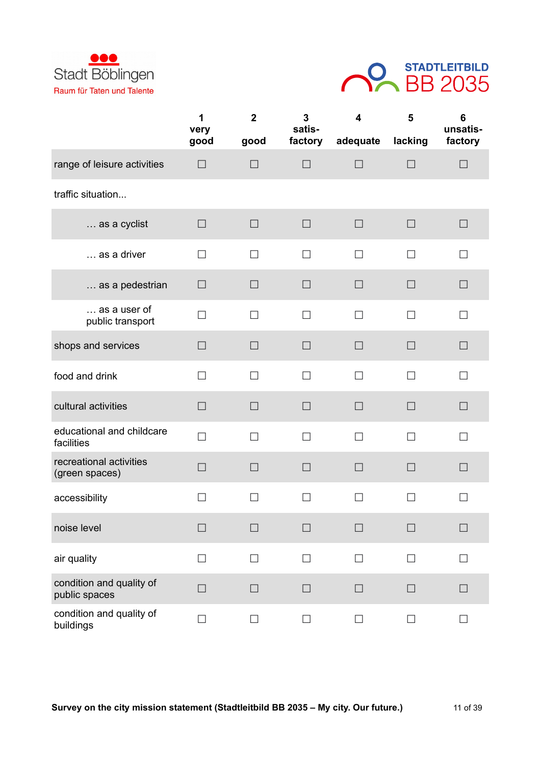| | 1 very good | 2 good | 3 satis-factory | 4 adequate | 5 lacking | 6 unsatis-factory |
|---|---|---|---|---|---|---|
| range of leisure activities | ☐ | ☐ | ☐ | ☐ | ☐ | ☐ |
| traffic situation... | | | | | | |
| … as a cyclist | ☐ | ☐ | ☐ | ☐ | ☐ | ☐ |
| … as a driver | ☐ | ☐ | ☐ | ☐ | ☐ | ☐ |
| … as a pedestrian | ☐ | ☐ | ☐ | ☐ | ☐ | ☐ |
| … as a user of public transport | ☐ | ☐ | ☐ | ☐ | ☐ | ☐ |
| shops and services | ☐ | ☐ | ☐ | ☐ | ☐ | ☐ |
| food and drink | ☐ | ☐ | ☐ | ☐ | ☐ | ☐ |
| cultural activities | ☐ | ☐ | ☐ | ☐ | ☐ | ☐ |
| educational and childcare facilities | ☐ | ☐ | ☐ | ☐ | ☐ | ☐ |
| recreational activities (green spaces) | ☐ | ☐ | ☐ | ☐ | ☐ | ☐ |
| accessibility | ☐ | ☐ | ☐ | ☐ | ☐ | ☐ |
| noise level | ☐ | ☐ | ☐ | ☐ | ☐ | ☐ |
| air quality | ☐ | ☐ | ☐ | ☐ | ☐ | ☐ |
| condition and quality of public spaces | ☐ | ☐ | ☐ | ☐ | ☐ | ☐ |
| condition and quality of buildings | ☐ | ☐ | ☐ | ☐ | ☐ | ☐ |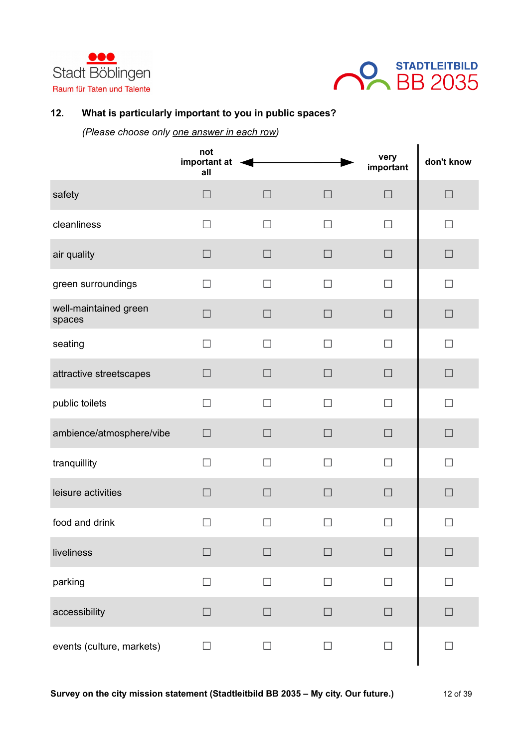Stadt Böblingen
Raum für Taten und Talente

STADTLEITBILD
BB 2035

**12. What is particularly important to you in public spaces?**

*(Please choose only one answer in each row)*

| | not important at all ◄ | | | ► very important | don't know |
|---|---|---|---|---|---|
| safety | ☐ | ☐ | ☐ | ☐ | ☐ |
| cleanliness | ☐ | ☐ | ☐ | ☐ | ☐ |
| air quality | ☐ | ☐ | ☐ | ☐ | ☐ |
| green surroundings | ☐ | ☐ | ☐ | ☐ | ☐ |
| well-maintained green spaces | ☐ | ☐ | ☐ | ☐ | ☐ |
| seating | ☐ | ☐ | ☐ | ☐ | ☐ |
| attractive streetscapes | ☐ | ☐ | ☐ | ☐ | ☐ |
| public toilets | ☐ | ☐ | ☐ | ☐ | ☐ |
| ambience/atmosphere/vibe | ☐ | ☐ | ☐ | ☐ | ☐ |
| tranquillity | ☐ | ☐ | ☐ | ☐ | ☐ |
| leisure activities | ☐ | ☐ | ☐ | ☐ | ☐ |
| food and drink | ☐ | ☐ | ☐ | ☐ | ☐ |
| liveliness | ☐ | ☐ | ☐ | ☐ | ☐ |
| parking | ☐ | ☐ | ☐ | ☐ | ☐ |
| accessibility | ☐ | ☐ | ☐ | ☐ | ☐ |
| events (culture, markets) | ☐ | ☐ | ☐ | ☐ | ☐ |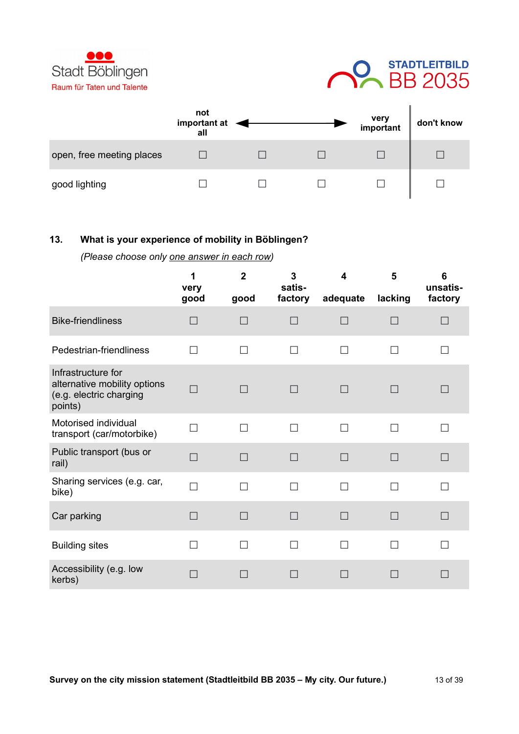| | not important at all | ◀ | ▶ | very important | don't know |
|---|---|---|---|---|---|
| open, free meeting places | ☐ | ☐ | ☐ | ☐ | ☐ |
| good lighting | ☐ | ☐ | ☐ | ☐ | ☐ |

**13. What is your experience of mobility in Böblingen?**

*(Please choose only one answer in each row)*

| | 1 very good | 2 good | 3 satis-factory | 4 adequate | 5 lacking | 6 unsatis-factory |
|---|---|---|---|---|---|---|
| Bike-friendliness | ☐ | ☐ | ☐ | ☐ | ☐ | ☐ |
| Pedestrian-friendliness | ☐ | ☐ | ☐ | ☐ | ☐ | ☐ |
| Infrastructure for alternative mobility options (e.g. electric charging points) | ☐ | ☐ | ☐ | ☐ | ☐ | ☐ |
| Motorised individual transport (car/motorbike) | ☐ | ☐ | ☐ | ☐ | ☐ | ☐ |
| Public transport (bus or rail) | ☐ | ☐ | ☐ | ☐ | ☐ | ☐ |
| Sharing services (e.g. car, bike) | ☐ | ☐ | ☐ | ☐ | ☐ | ☐ |
| Car parking | ☐ | ☐ | ☐ | ☐ | ☐ | ☐ |
| Building sites | ☐ | ☐ | ☐ | ☐ | ☐ | ☐ |
| Accessibility (e.g. low kerbs) | ☐ | ☐ | ☐ | ☐ | ☐ | ☐ |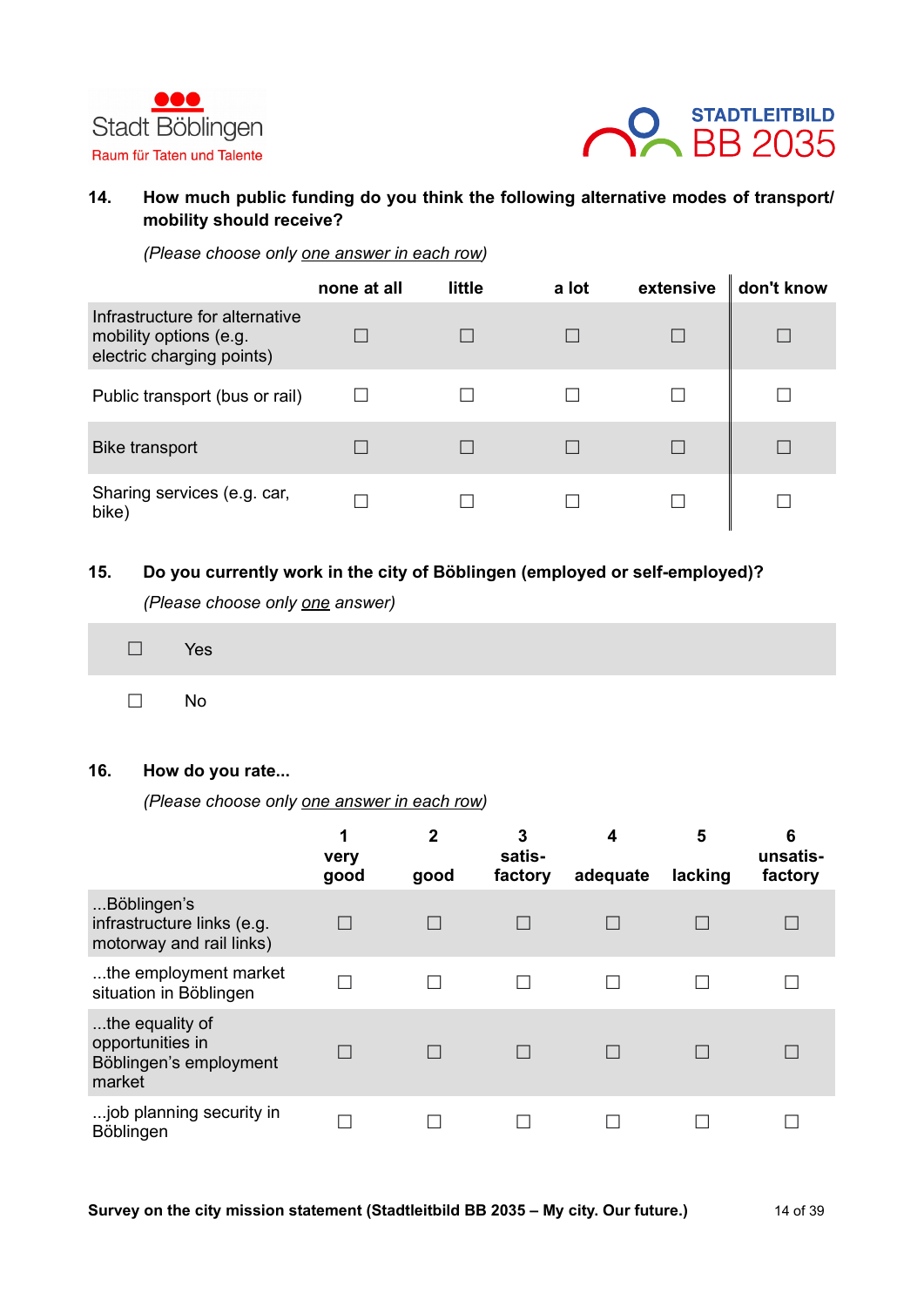Stadt Böblingen
Raum für Taten und Talente

STADTLEITBILD
BB 2035

**14. How much public funding do you think the following alternative modes of transport/ mobility should receive?**

*(Please choose only one answer in each row)*

| | none at all | little | a lot | extensive | don't know |
|---|---|---|---|---|---|
| Infrastructure for alternative mobility options (e.g. electric charging points) | ☐ | ☐ | ☐ | ☐ | ☐ |
| Public transport (bus or rail) | ☐ | ☐ | ☐ | ☐ | ☐ |
| Bike transport | ☐ | ☐ | ☐ | ☐ | ☐ |
| Sharing services (e.g. car, bike) | ☐ | ☐ | ☐ | ☐ | ☐ |

**15. Do you currently work in the city of Böblingen (employed or self-employed)?**

*(Please choose only one answer)*

☐ Yes

☐ No

**16. How do you rate...**

*(Please choose only one answer in each row)*

| | 1 very good | 2 good | 3 satis-factory | 4 adequate | 5 lacking | 6 unsatis-factory |
|---|---|---|---|---|---|---|
| ...Böblingen's infrastructure links (e.g. motorway and rail links) | ☐ | ☐ | ☐ | ☐ | ☐ | ☐ |
| ...the employment market situation in Böblingen | ☐ | ☐ | ☐ | ☐ | ☐ | ☐ |
| ...the equality of opportunities in Böblingen's employment market | ☐ | ☐ | ☐ | ☐ | ☐ | ☐ |
| ...job planning security in Böblingen | ☐ | ☐ | ☐ | ☐ | ☐ | ☐ |

**Survey on the city mission statement (Stadtleitbild BB 2035 – My city. Our future.)**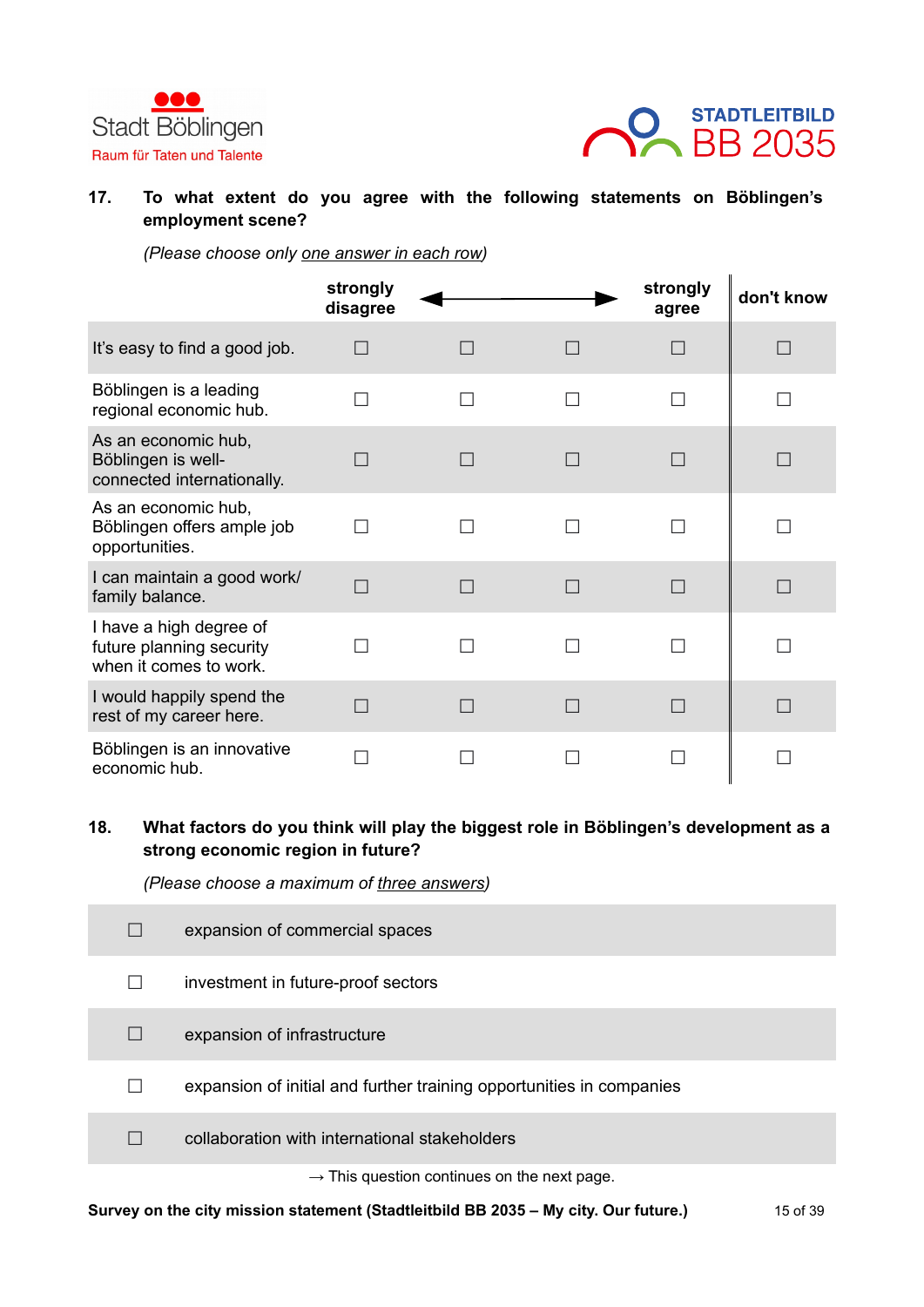**17. To what extent do you agree with the following statements on Böblingen's employment scene?**

*(Please choose only one answer in each row)*

| | strongly disagree | ◄ | ► | strongly agree | don't know |
|---|---|---|---|---|---|
| It's easy to find a good job. | ☐ | ☐ | ☐ | ☐ | ☐ |
| Böblingen is a leading regional economic hub. | ☐ | ☐ | ☐ | ☐ | ☐ |
| As an economic hub, Böblingen is well-connected internationally. | ☐ | ☐ | ☐ | ☐ | ☐ |
| As an economic hub, Böblingen offers ample job opportunities. | ☐ | ☐ | ☐ | ☐ | ☐ |
| I can maintain a good work/ family balance. | ☐ | ☐ | ☐ | ☐ | ☐ |
| I have a high degree of future planning security when it comes to work. | ☐ | ☐ | ☐ | ☐ | ☐ |
| I would happily spend the rest of my career here. | ☐ | ☐ | ☐ | ☐ | ☐ |
| Böblingen is an innovative economic hub. | ☐ | ☐ | ☐ | ☐ | ☐ |

**18. What factors do you think will play the biggest role in Böblingen's development as a strong economic region in future?**

*(Please choose a maximum of three answers)*

- ☐ expansion of commercial spaces
- ☐ investment in future-proof sectors
- ☐ expansion of infrastructure
- ☐ expansion of initial and further training opportunities in companies
- ☐ collaboration with international stakeholders

→ This question continues on the next page.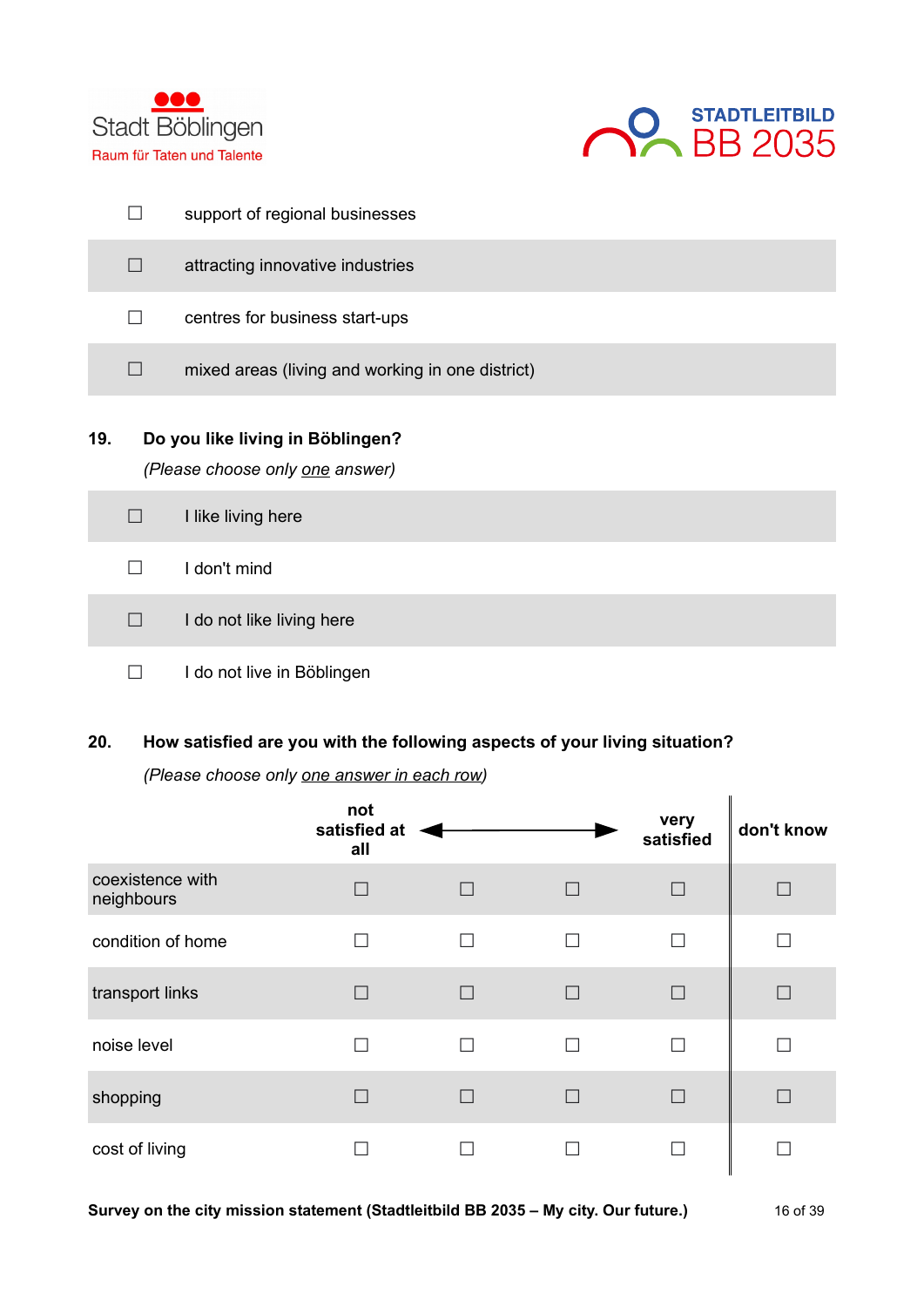| | |
|---|---|
| ☐ | support of regional businesses |
| ☐ | attracting innovative industries |
| ☐ | centres for business start-ups |
| ☐ | mixed areas (living and working in one district) |

**19. Do you like living in Böblingen?**

*(Please choose only one answer)*

| | |
|---|---|
| ☐ | I like living here |
| ☐ | I don't mind |
| ☐ | I do not like living here |
| ☐ | I do not live in Böblingen |

**20. How satisfied are you with the following aspects of your living situation?**

*(Please choose only one answer in each row)*

| | not satisfied at all | ← | → | very satisfied | don't know |
|---|---|---|---|---|---|
| coexistence with neighbours | ☐ | ☐ | ☐ | ☐ | ☐ |
| condition of home | ☐ | ☐ | ☐ | ☐ | ☐ |
| transport links | ☐ | ☐ | ☐ | ☐ | ☐ |
| noise level | ☐ | ☐ | ☐ | ☐ | ☐ |
| shopping | ☐ | ☐ | ☐ | ☐ | ☐ |
| cost of living | ☐ | ☐ | ☐ | ☐ | ☐ |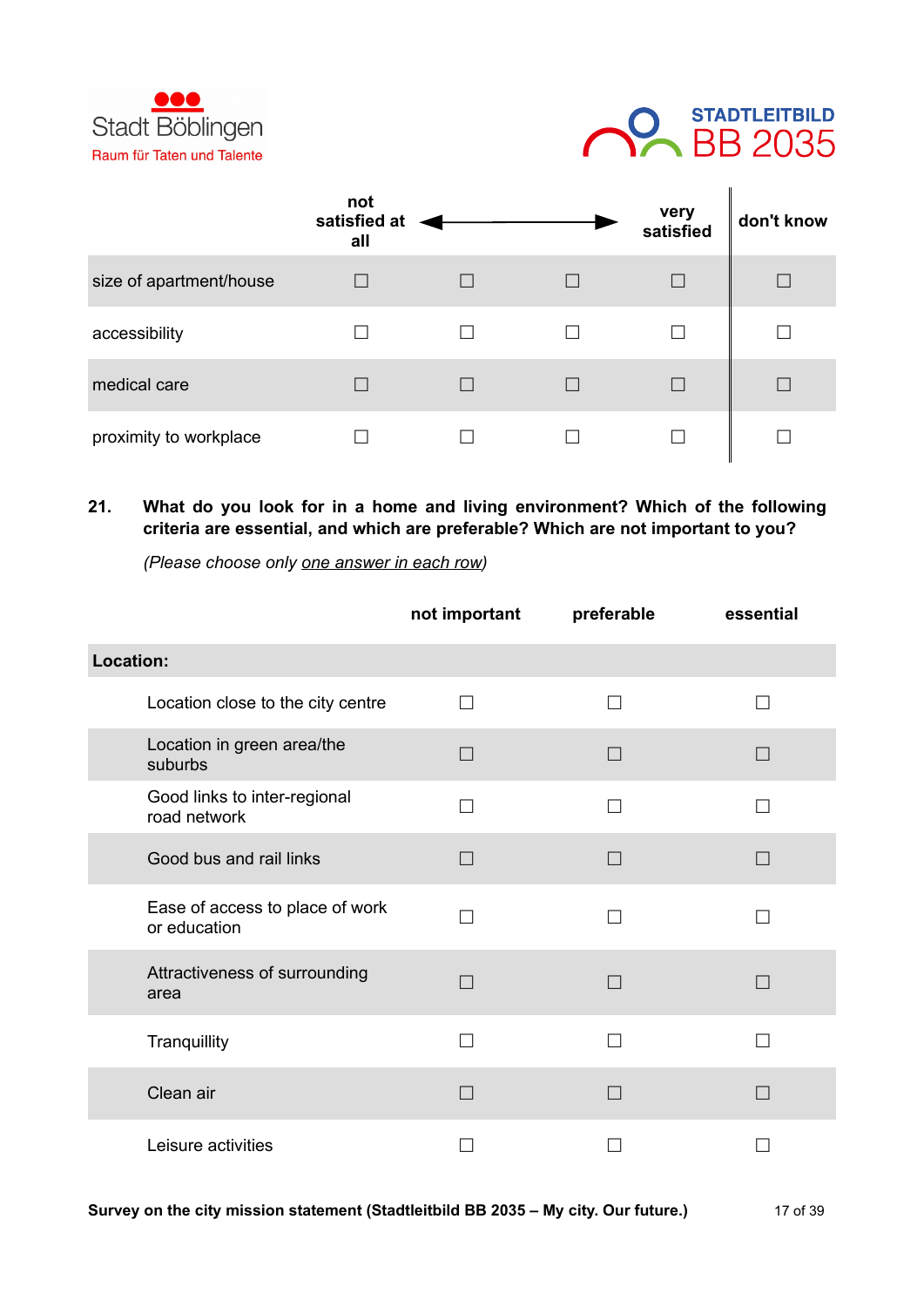| | not satisfied at all | ◄ | ► | very satisfied | don't know |
|---|---|---|---|---|---|
| size of apartment/house | ☐ | ☐ | ☐ | ☐ | ☐ |
| accessibility | ☐ | ☐ | ☐ | ☐ | ☐ |
| medical care | ☐ | ☐ | ☐ | ☐ | ☐ |
| proximity to workplace | ☐ | ☐ | ☐ | ☐ | ☐ |

**21. What do you look for in a home and living environment? Which of the following criteria are essential, and which are preferable? Which are not important to you?**

*(Please choose only one answer in each row)*

| | not important | preferable | essential |
|---|---|---|---|
| **Location:** | | | |
| Location close to the city centre | ☐ | ☐ | ☐ |
| Location in green area/the suburbs | ☐ | ☐ | ☐ |
| Good links to inter-regional road network | ☐ | ☐ | ☐ |
| Good bus and rail links | ☐ | ☐ | ☐ |
| Ease of access to place of work or education | ☐ | ☐ | ☐ |
| Attractiveness of surrounding area | ☐ | ☐ | ☐ |
| Tranquillity | ☐ | ☐ | ☐ |
| Clean air | ☐ | ☐ | ☐ |
| Leisure activities | ☐ | ☐ | ☐ |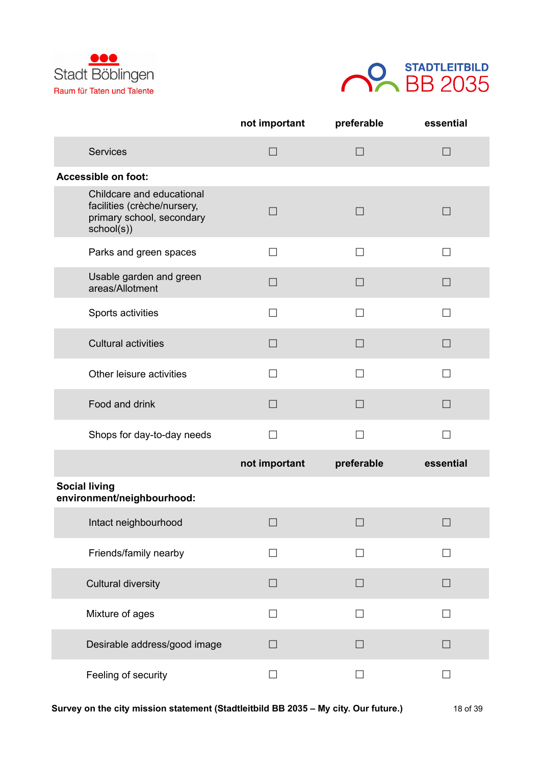| | not important | preferable | essential |
|---|---|---|---|
| Services | ☐ | ☐ | ☐ |
| **Accessible on foot:** | | | |
| Childcare and educational facilities (crèche/nursery, primary school, secondary school(s)) | ☐ | ☐ | ☐ |
| Parks and green spaces | ☐ | ☐ | ☐ |
| Usable garden and green areas/Allotment | ☐ | ☐ | ☐ |
| Sports activities | ☐ | ☐ | ☐ |
| Cultural activities | ☐ | ☐ | ☐ |
| Other leisure activities | ☐ | ☐ | ☐ |
| Food and drink | ☐ | ☐ | ☐ |
| Shops for day-to-day needs | ☐ | ☐ | ☐ |
| | **not important** | **preferable** | **essential** |
| **Social living environment/neighbourhood:** | | | |
| Intact neighbourhood | ☐ | ☐ | ☐ |
| Friends/family nearby | ☐ | ☐ | ☐ |
| Cultural diversity | ☐ | ☐ | ☐ |
| Mixture of ages | ☐ | ☐ | ☐ |
| Desirable address/good image | ☐ | ☐ | ☐ |
| Feeling of security | ☐ | ☐ | ☐ |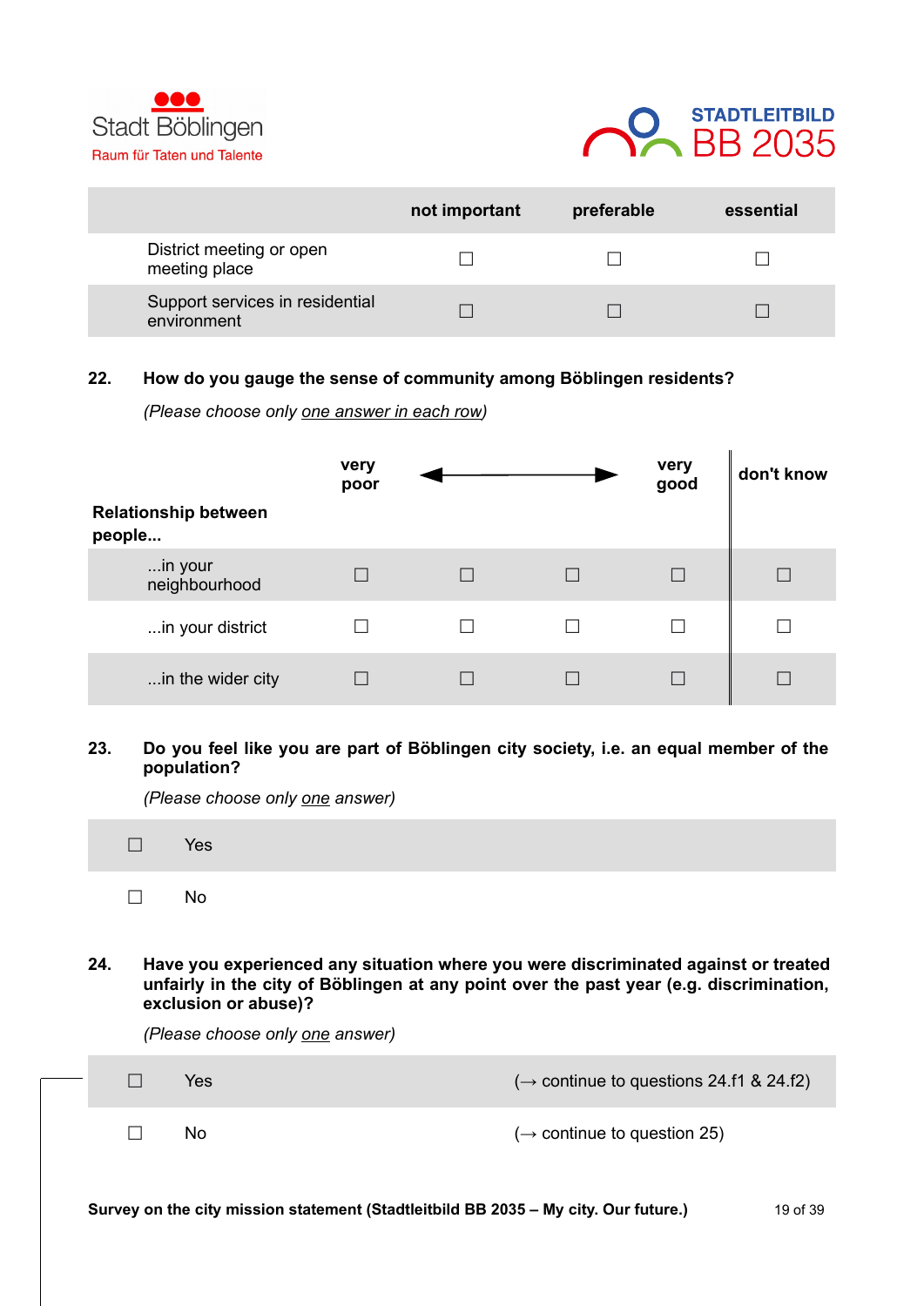| | not important | preferable | essential |
|---|---|---|---|
| District meeting or open meeting place | ☐ | ☐ | ☐ |
| Support services in residential environment | ☐ | ☐ | ☐ |

**22. How do you gauge the sense of community among Böblingen residents?**

*(Please choose only one answer in each row)*

| Relationship between people... | very poor | ◄ | ► | very good | don't know |
|---|---|---|---|---|---|
| ...in your neighbourhood | ☐ | ☐ | ☐ | ☐ | ☐ |
| ...in your district | ☐ | ☐ | ☐ | ☐ | ☐ |
| ...in the wider city | ☐ | ☐ | ☐ | ☐ | ☐ |

**23. Do you feel like you are part of Böblingen city society, i.e. an equal member of the population?**

*(Please choose only one answer)*

☐ Yes

☐ No

**24. Have you experienced any situation where you were discriminated against or treated unfairly in the city of Böblingen at any point over the past year (e.g. discrimination, exclusion or abuse)?**

*(Please choose only one answer)*

☐ Yes (→ continue to questions 24.f1 & 24.f2)

☐ No (→ continue to question 25)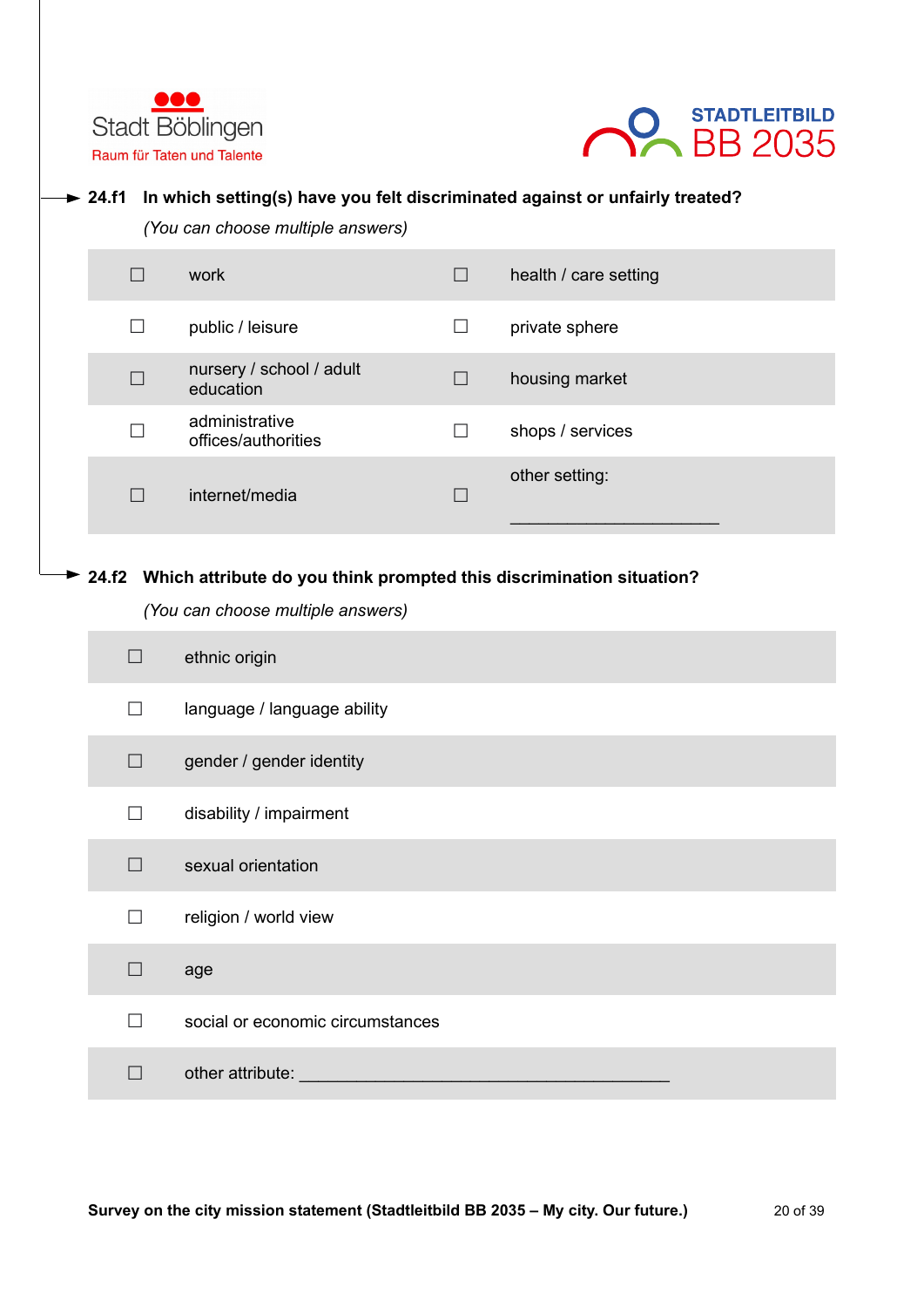Stadt Böblingen

Raum für Taten und Talente

STADTLEITBILD BB 2035

**24.f1 In which setting(s) have you felt discriminated against or unfairly treated?**

*(You can choose multiple answers)*

| | | | |
|---|---|---|---|
| ☐ | work | ☐ | health / care setting |
| ☐ | public / leisure | ☐ | private sphere |
| ☐ | nursery / school / adult education | ☐ | housing market |
| ☐ | administrative offices/authorities | ☐ | shops / services |
| ☐ | internet/media | ☐ | other setting: ______________________ |

**24.f2 Which attribute do you think prompted this discrimination situation?**

*(You can choose multiple answers)*

| | |
|---|---|
| ☐ | ethnic origin |
| ☐ | language / language ability |
| ☐ | gender / gender identity |
| ☐ | disability / impairment |
| ☐ | sexual orientation |
| ☐ | religion / world view |
| ☐ | age |
| ☐ | social or economic circumstances |
| ☐ | other attribute: ________________________________________ |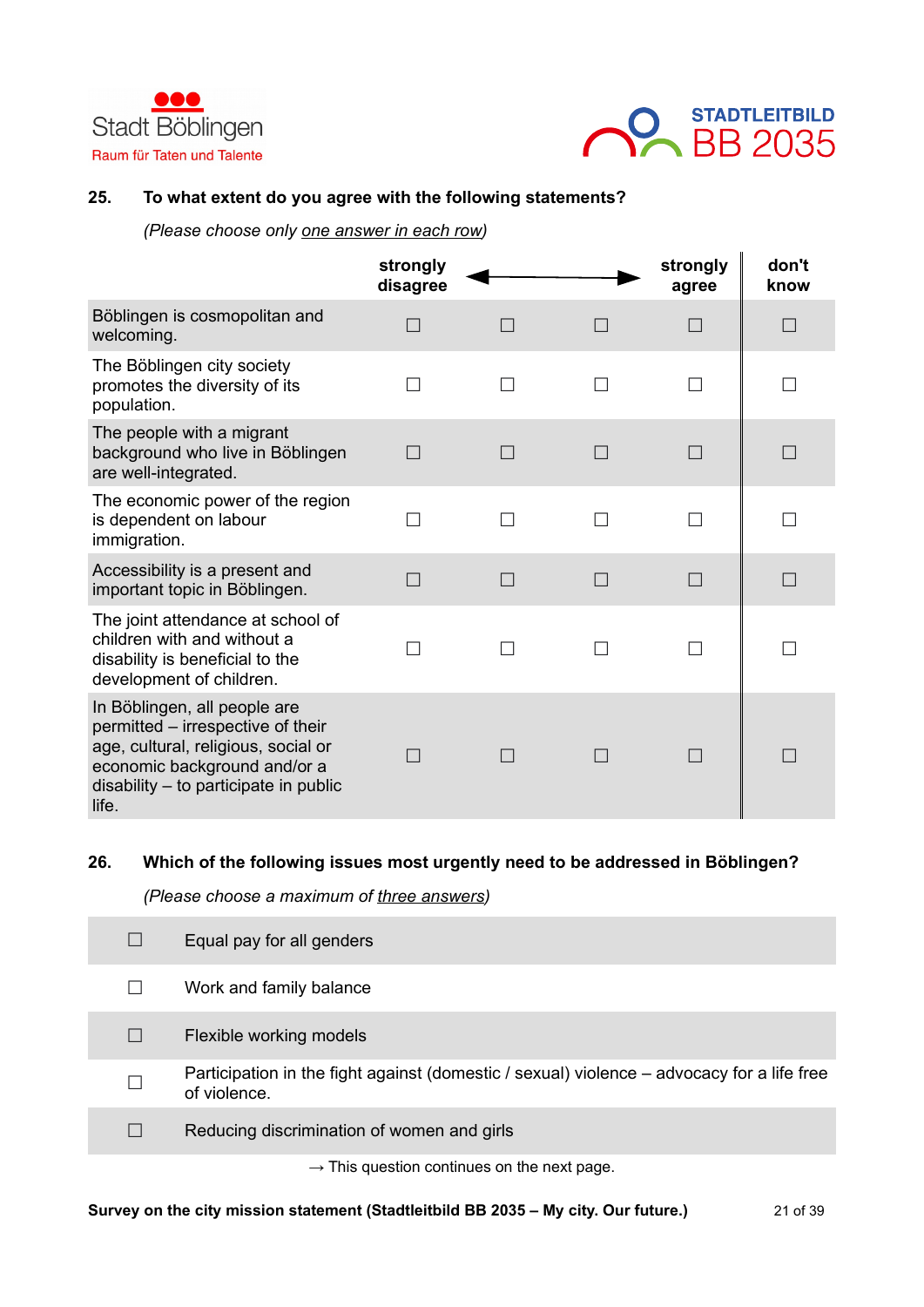**25. To what extent do you agree with the following statements?**

*(Please choose only one answer in each row)*

| | strongly disagree | ← | → | strongly agree | don't know |
|---|---|---|---|---|---|
| Böblingen is cosmopolitan and welcoming. | ☐ | ☐ | ☐ | ☐ | ☐ |
| The Böblingen city society promotes the diversity of its population. | ☐ | ☐ | ☐ | ☐ | ☐ |
| The people with a migrant background who live in Böblingen are well-integrated. | ☐ | ☐ | ☐ | ☐ | ☐ |
| The economic power of the region is dependent on labour immigration. | ☐ | ☐ | ☐ | ☐ | ☐ |
| Accessibility is a present and important topic in Böblingen. | ☐ | ☐ | ☐ | ☐ | ☐ |
| The joint attendance at school of children with and without a disability is beneficial to the development of children. | ☐ | ☐ | ☐ | ☐ | ☐ |
| In Böblingen, all people are permitted – irrespective of their age, cultural, religious, social or economic background and/or a disability – to participate in public life. | ☐ | ☐ | ☐ | ☐ | ☐ |

**26. Which of the following issues most urgently need to be addressed in Böblingen?**

*(Please choose a maximum of three answers)*

- ☐ Equal pay for all genders
- ☐ Work and family balance
- ☐ Flexible working models
- ☐ Participation in the fight against (domestic / sexual) violence – advocacy for a life free of violence.
- ☐ Reducing discrimination of women and girls

→ This question continues on the next page.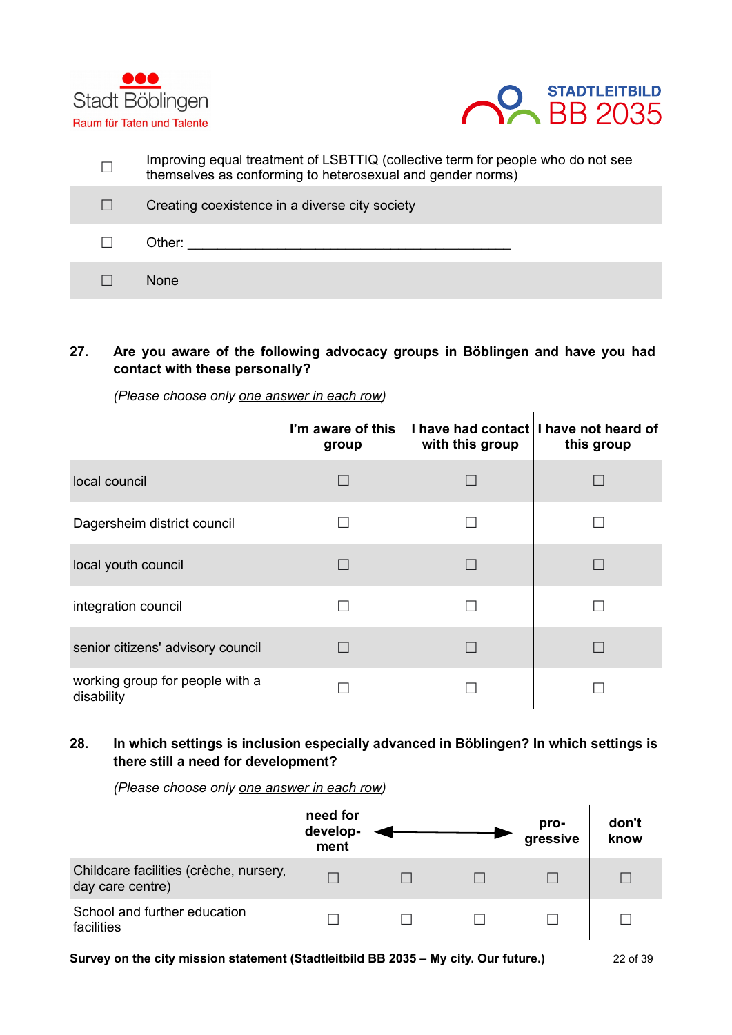| | |
|---|---|
| ☐ | Improving equal treatment of LSBTTIQ (collective term for people who do not see themselves as conforming to heterosexual and gender norms) |
| ☐ | Creating coexistence in a diverse city society |
| ☐ | Other: ____________________________________________ |
| ☐ | None |

**27. Are you aware of the following advocacy groups in Böblingen and have you had contact with these personally?**

*(Please choose only one answer in each row)*

| | I'm aware of this group | I have had contact with this group | I have not heard of this group |
|---|---|---|---|
| local council | ☐ | ☐ | ☐ |
| Dagersheim district council | ☐ | ☐ | ☐ |
| local youth council | ☐ | ☐ | ☐ |
| integration council | ☐ | ☐ | ☐ |
| senior citizens' advisory council | ☐ | ☐ | ☐ |
| working group for people with a disability | ☐ | ☐ | ☐ |

**28. In which settings is inclusion especially advanced in Böblingen? In which settings is there still a need for development?**

*(Please choose only one answer in each row)*

| | need for develop-ment | ◄ | ► | pro-gressive | don't know |
|---|---|---|---|---|---|
| Childcare facilities (crèche, nursery, day care centre) | ☐ | ☐ | ☐ | ☐ | ☐ |
| School and further education facilities | ☐ | ☐ | ☐ | ☐ | ☐ |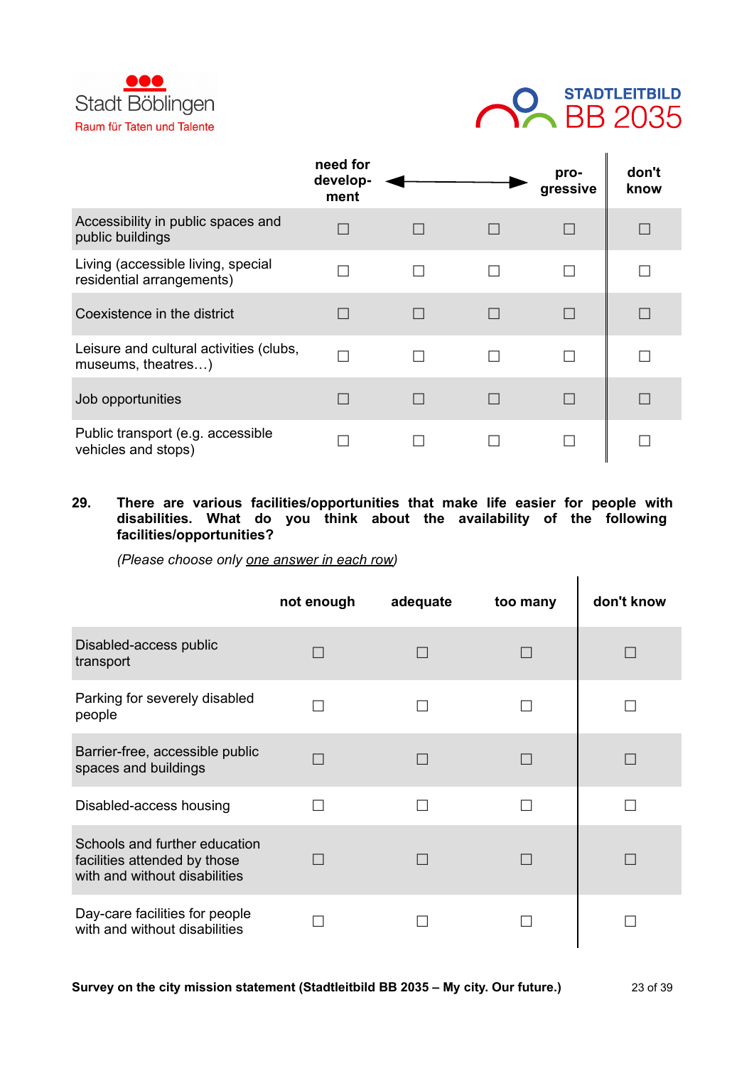Stadt Böblingen
Raum für Taten und Talente

STADTLEITBILD
BB 2035

| | need for development | ◄ | ► | progressive | don't know |
|---|---|---|---|---|---|
| Accessibility in public spaces and public buildings | ☐ | ☐ | ☐ | ☐ | ☐ |
| Living (accessible living, special residential arrangements) | ☐ | ☐ | ☐ | ☐ | ☐ |
| Coexistence in the district | ☐ | ☐ | ☐ | ☐ | ☐ |
| Leisure and cultural activities (clubs, museums, theatres…) | ☐ | ☐ | ☐ | ☐ | ☐ |
| Job opportunities | ☐ | ☐ | ☐ | ☐ | ☐ |
| Public transport (e.g. accessible vehicles and stops) | ☐ | ☐ | ☐ | ☐ | ☐ |

**29. There are various facilities/opportunities that make life easier for people with disabilities. What do you think about the availability of the following facilities/opportunities?**

*(Please choose only one answer in each row)*

| | not enough | adequate | too many | don't know |
|---|---|---|---|---|
| Disabled-access public transport | ☐ | ☐ | ☐ | ☐ |
| Parking for severely disabled people | ☐ | ☐ | ☐ | ☐ |
| Barrier-free, accessible public spaces and buildings | ☐ | ☐ | ☐ | ☐ |
| Disabled-access housing | ☐ | ☐ | ☐ | ☐ |
| Schools and further education facilities attended by those with and without disabilities | ☐ | ☐ | ☐ | ☐ |
| Day-care facilities for people with and without disabilities | ☐ | ☐ | ☐ | ☐ |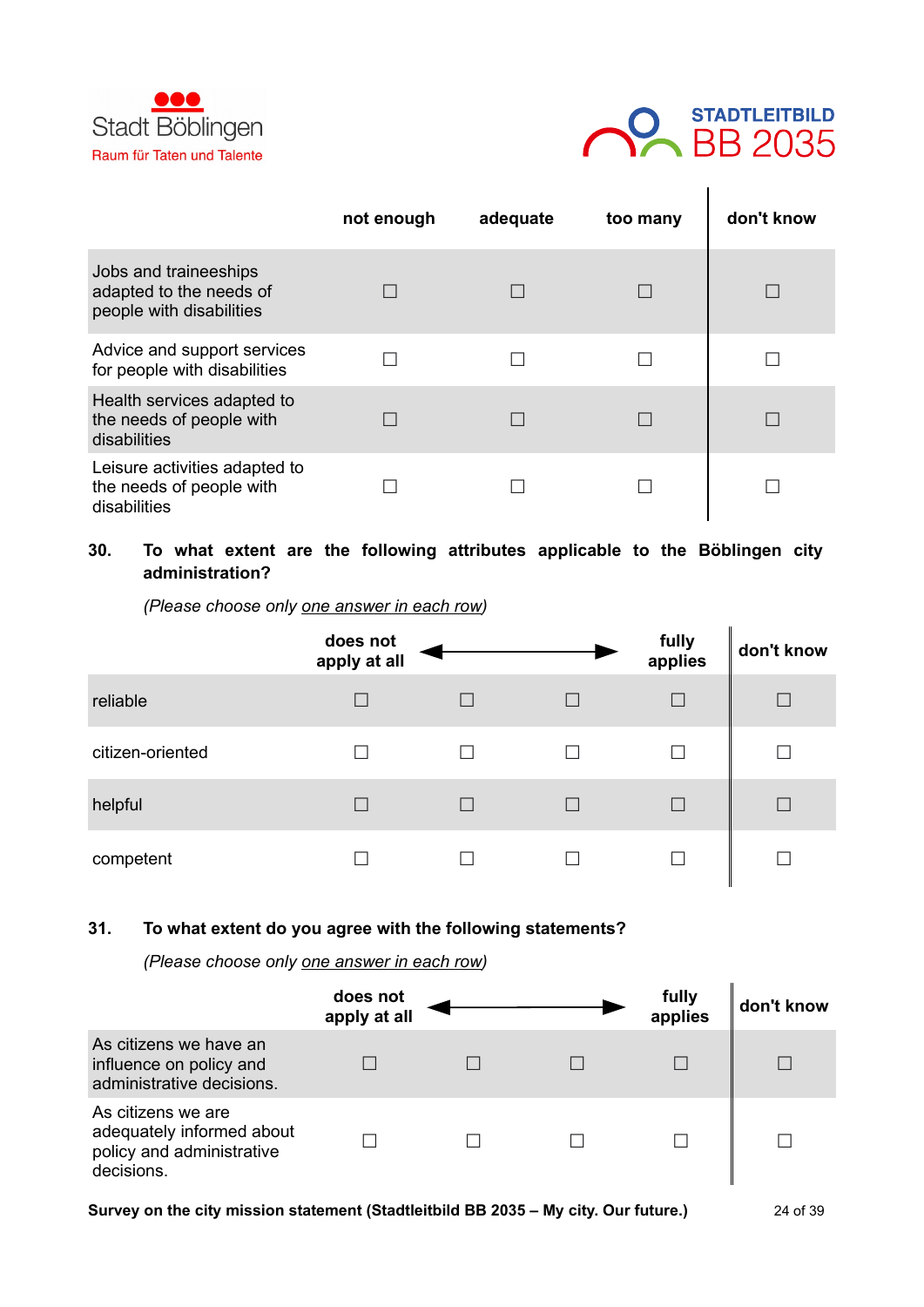| | not enough | adequate | too many | don't know |
|---|---|---|---|---|
| Jobs and traineeships adapted to the needs of people with disabilities | ☐ | ☐ | ☐ | ☐ |
| Advice and support services for people with disabilities | ☐ | ☐ | ☐ | ☐ |
| Health services adapted to the needs of people with disabilities | ☐ | ☐ | ☐ | ☐ |
| Leisure activities adapted to the needs of people with disabilities | ☐ | ☐ | ☐ | ☐ |

**30. To what extent are the following attributes applicable to the Böblingen city administration?**

*(Please choose only one answer in each row)*

| | does not apply at all ◄ | | ► | fully applies | don't know |
|---|---|---|---|---|---|
| reliable | ☐ | ☐ | ☐ | ☐ | ☐ |
| citizen-oriented | ☐ | ☐ | ☐ | ☐ | ☐ |
| helpful | ☐ | ☐ | ☐ | ☐ | ☐ |
| competent | ☐ | ☐ | ☐ | ☐ | ☐ |

**31. To what extent do you agree with the following statements?**

*(Please choose only one answer in each row)*

| | does not apply at all ◄ | | ► | fully applies | don't know |
|---|---|---|---|---|---|
| As citizens we have an influence on policy and administrative decisions. | ☐ | ☐ | ☐ | ☐ | ☐ |
| As citizens we are adequately informed about policy and administrative decisions. | ☐ | ☐ | ☐ | ☐ | ☐ |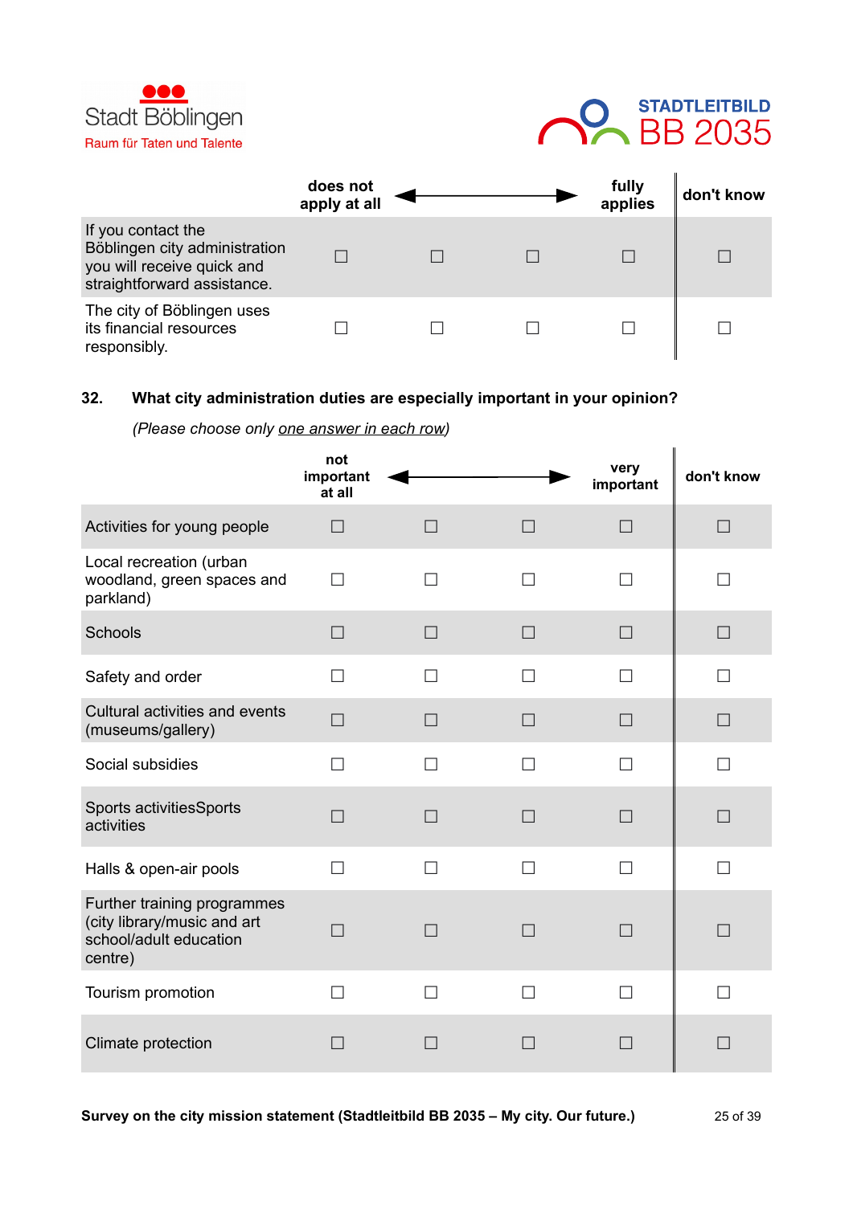| | does not apply at all ◄ | | ► | fully applies | don't know |
|---|---|---|---|---|---|
| If you contact the Böblingen city administration you will receive quick and straightforward assistance. | ☐ | ☐ | ☐ | ☐ | ☐ |
| The city of Böblingen uses its financial resources responsibly. | ☐ | ☐ | ☐ | ☐ | ☐ |

**32. What city administration duties are especially important in your opinion?**

*(Please choose only one answer in each row)*

| | not important at all ◄ | | ► | very important | don't know |
|---|---|---|---|---|---|
| Activities for young people | ☐ | ☐ | ☐ | ☐ | ☐ |
| Local recreation (urban woodland, green spaces and parkland) | ☐ | ☐ | ☐ | ☐ | ☐ |
| Schools | ☐ | ☐ | ☐ | ☐ | ☐ |
| Safety and order | ☐ | ☐ | ☐ | ☐ | ☐ |
| Cultural activities and events (museums/gallery) | ☐ | ☐ | ☐ | ☐ | ☐ |
| Social subsidies | ☐ | ☐ | ☐ | ☐ | ☐ |
| Sports activitiesSports activities | ☐ | ☐ | ☐ | ☐ | ☐ |
| Halls & open-air pools | ☐ | ☐ | ☐ | ☐ | ☐ |
| Further training programmes (city library/music and art school/adult education centre) | ☐ | ☐ | ☐ | ☐ | ☐ |
| Tourism promotion | ☐ | ☐ | ☐ | ☐ | ☐ |
| Climate protection | ☐ | ☐ | ☐ | ☐ | ☐ |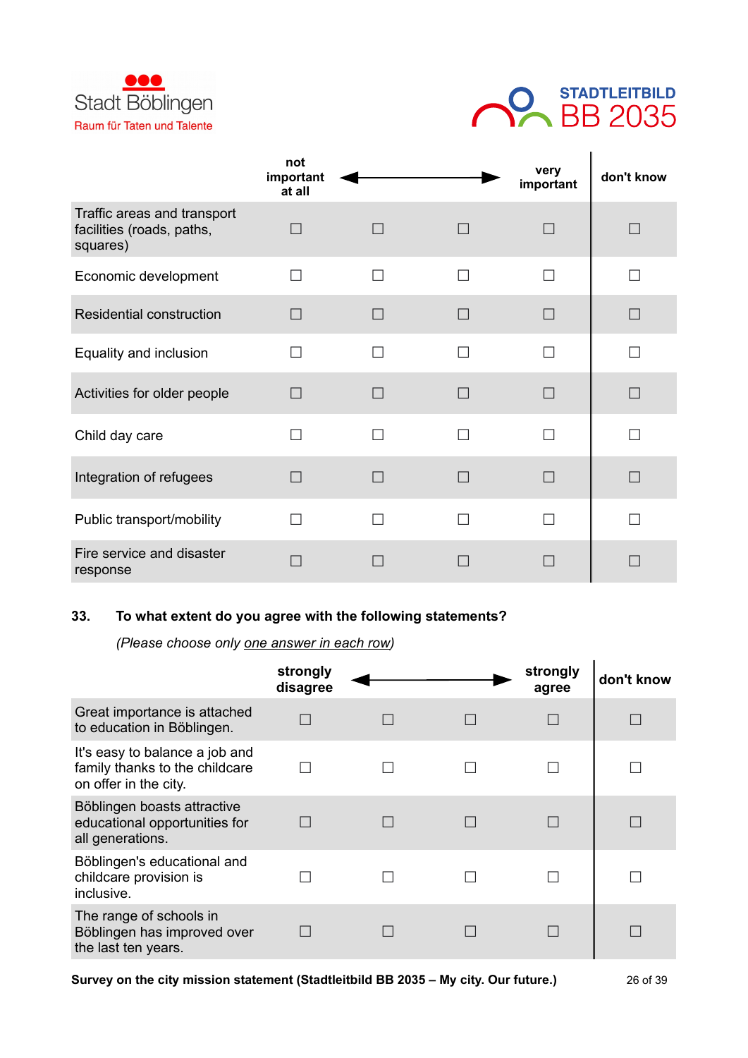Stadt Böblingen
Raum für Taten und Talente

STADTLEITBILD BB 2035

| | not important at all | ⟵ | ⟶ | very important | don't know |
|---|---|---|---|---|---|
| Traffic areas and transport facilities (roads, paths, squares) | ☐ | ☐ | ☐ | ☐ | ☐ |
| Economic development | ☐ | ☐ | ☐ | ☐ | ☐ |
| Residential construction | ☐ | ☐ | ☐ | ☐ | ☐ |
| Equality and inclusion | ☐ | ☐ | ☐ | ☐ | ☐ |
| Activities for older people | ☐ | ☐ | ☐ | ☐ | ☐ |
| Child day care | ☐ | ☐ | ☐ | ☐ | ☐ |
| Integration of refugees | ☐ | ☐ | ☐ | ☐ | ☐ |
| Public transport/mobility | ☐ | ☐ | ☐ | ☐ | ☐ |
| Fire service and disaster response | ☐ | ☐ | ☐ | ☐ | ☐ |

**33. To what extent do you agree with the following statements?**

*(Please choose only one answer in each row)*

| | strongly disagree | ⟵ | ⟶ | strongly agree | don't know |
|---|---|---|---|---|---|
| Great importance is attached to education in Böblingen. | ☐ | ☐ | ☐ | ☐ | ☐ |
| It's easy to balance a job and family thanks to the childcare on offer in the city. | ☐ | ☐ | ☐ | ☐ | ☐ |
| Böblingen boasts attractive educational opportunities for all generations. | ☐ | ☐ | ☐ | ☐ | ☐ |
| Böblingen's educational and childcare provision is inclusive. | ☐ | ☐ | ☐ | ☐ | ☐ |
| The range of schools in Böblingen has improved over the last ten years. | ☐ | ☐ | ☐ | ☐ | ☐ |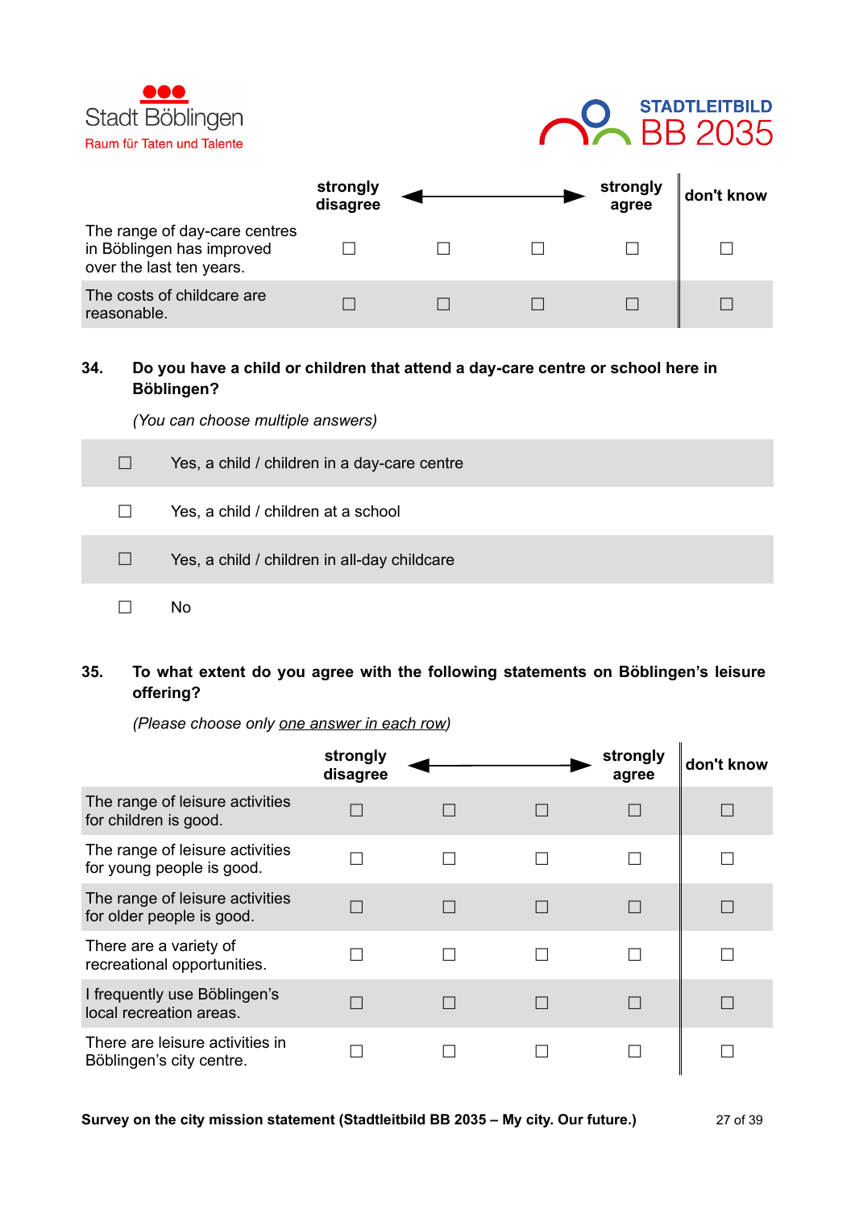Stadt Böblingen
Raum für Taten und Talente

STADTLEITBILD
BB 2035

| | strongly disagree | ← | → | strongly agree | don't know |
|---|---|---|---|---|---|
| The range of day-care centres in Böblingen has improved over the last ten years. | ☐ | ☐ | ☐ | ☐ | ☐ |
| The costs of childcare are reasonable. | ☐ | ☐ | ☐ | ☐ | ☐ |

**34. Do you have a child or children that attend a day-care centre or school here in Böblingen?**

*(You can choose multiple answers)*

- ☐ Yes, a child / children in a day-care centre
- ☐ Yes, a child / children at a school
- ☐ Yes, a child / children in all-day childcare
- ☐ No

**35. To what extent do you agree with the following statements on Böblingen's leisure offering?**

*(Please choose only one answer in each row)*

| | strongly disagree | ← | → | strongly agree | don't know |
|---|---|---|---|---|---|
| The range of leisure activities for children is good. | ☐ | ☐ | ☐ | ☐ | ☐ |
| The range of leisure activities for young people is good. | ☐ | ☐ | ☐ | ☐ | ☐ |
| The range of leisure activities for older people is good. | ☐ | ☐ | ☐ | ☐ | ☐ |
| There are a variety of recreational opportunities. | ☐ | ☐ | ☐ | ☐ | ☐ |
| I frequently use Böblingen's local recreation areas. | ☐ | ☐ | ☐ | ☐ | ☐ |
| There are leisure activities in Böblingen's city centre. | ☐ | ☐ | ☐ | ☐ | ☐ |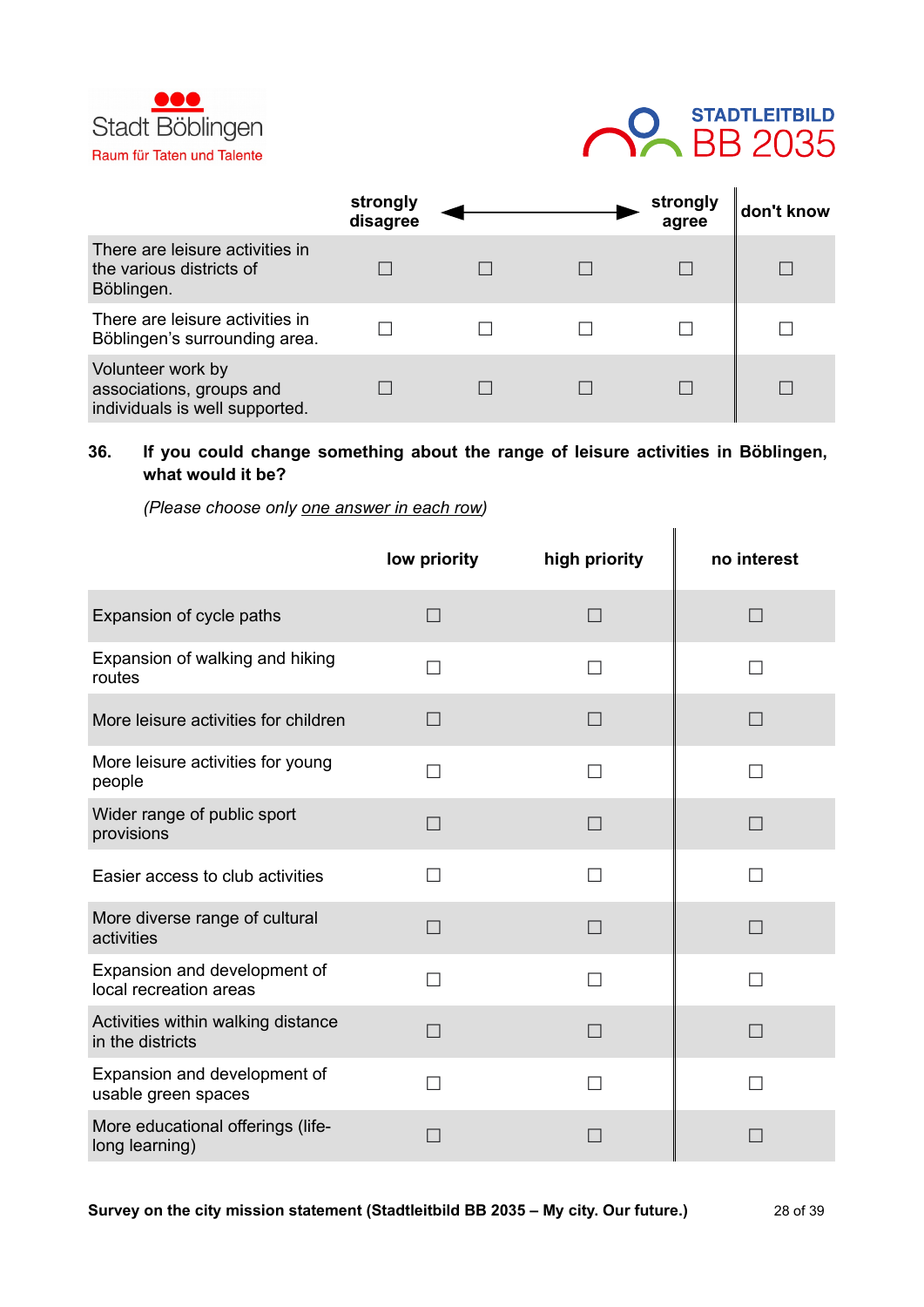| | strongly disagree | ◄ | ► | strongly agree | don't know |
|---|---|---|---|---|---|
| There are leisure activities in the various districts of Böblingen. | ☐ | ☐ | ☐ | ☐ | ☐ |
| There are leisure activities in Böblingen's surrounding area. | ☐ | ☐ | ☐ | ☐ | ☐ |
| Volunteer work by associations, groups and individuals is well supported. | ☐ | ☐ | ☐ | ☐ | ☐ |

**36. If you could change something about the range of leisure activities in Böblingen, what would it be?**

*(Please choose only <u>one answer in each row</u>)*

| | low priority | high priority | no interest |
|---|---|---|---|
| Expansion of cycle paths | ☐ | ☐ | ☐ |
| Expansion of walking and hiking routes | ☐ | ☐ | ☐ |
| More leisure activities for children | ☐ | ☐ | ☐ |
| More leisure activities for young people | ☐ | ☐ | ☐ |
| Wider range of public sport provisions | ☐ | ☐ | ☐ |
| Easier access to club activities | ☐ | ☐ | ☐ |
| More diverse range of cultural activities | ☐ | ☐ | ☐ |
| Expansion and development of local recreation areas | ☐ | ☐ | ☐ |
| Activities within walking distance in the districts | ☐ | ☐ | ☐ |
| Expansion and development of usable green spaces | ☐ | ☐ | ☐ |
| More educational offerings (life-long learning) | ☐ | ☐ | ☐ |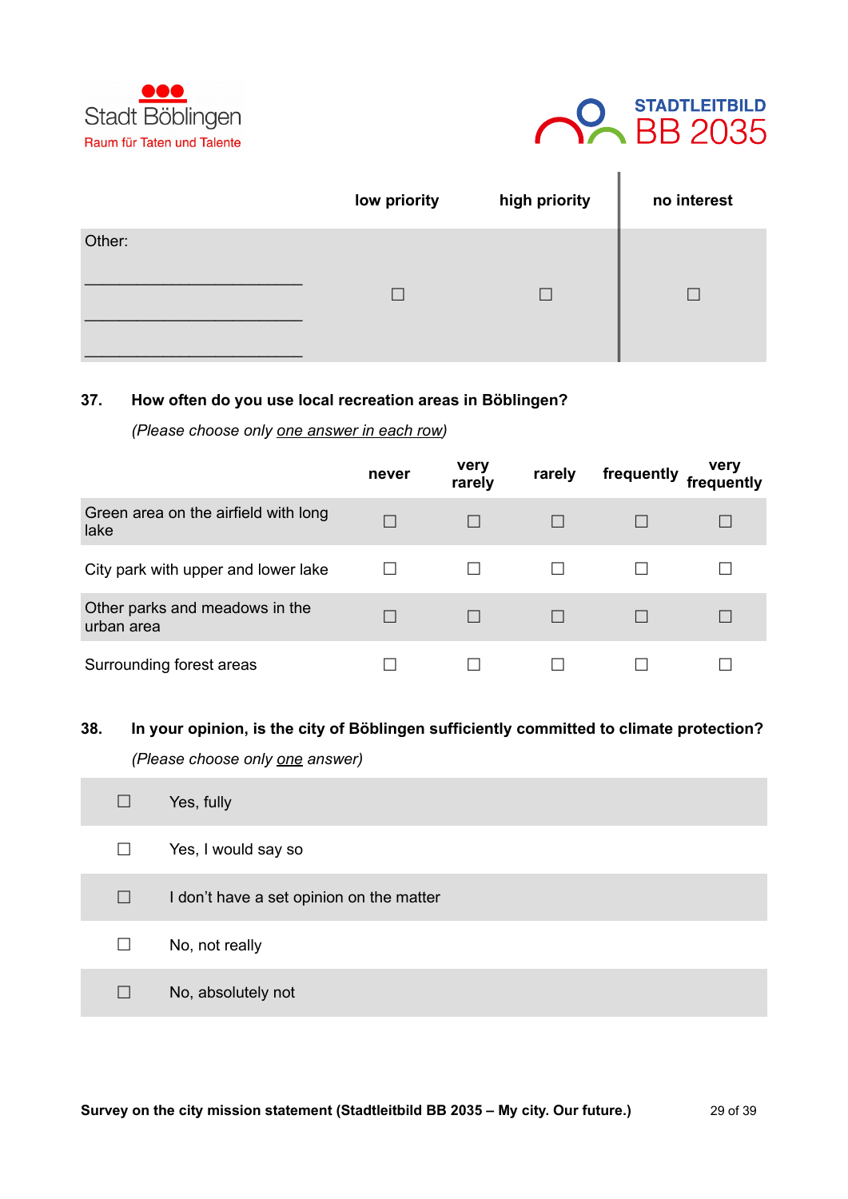Stadt Böblingen
Raum für Taten und Talente

STADTLEITBILD
BB 2035

| | low priority | high priority | no interest |
|---|---|---|---|
| Other:<br>\_\_\_\_\_\_\_\_\_\_\_\_\_\_\_\_\_\_\_\_\_\_\_\_\_<br>\_\_\_\_\_\_\_\_\_\_\_\_\_\_\_\_\_\_\_\_\_\_\_\_\_<br>\_\_\_\_\_\_\_\_\_\_\_\_\_\_\_\_\_\_\_\_\_\_\_\_\_ | ☐ | ☐ | ☐ |

**37. How often do you use local recreation areas in Böblingen?**

*(Please choose only one answer in each row)*

| | never | very rarely | rarely | frequently | very frequently |
|---|---|---|---|---|---|
| Green area on the airfield with long lake | ☐ | ☐ | ☐ | ☐ | ☐ |
| City park with upper and lower lake | ☐ | ☐ | ☐ | ☐ | ☐ |
| Other parks and meadows in the urban area | ☐ | ☐ | ☐ | ☐ | ☐ |
| Surrounding forest areas | ☐ | ☐ | ☐ | ☐ | ☐ |

**38. In your opinion, is the city of Böblingen sufficiently committed to climate protection?**

*(Please choose only one answer)*

- ☐ Yes, fully
- ☐ Yes, I would say so
- ☐ I don't have a set opinion on the matter
- ☐ No, not really
- ☐ No, absolutely not

**Survey on the city mission statement (Stadtleitbild BB 2035 – My city. Our future.)**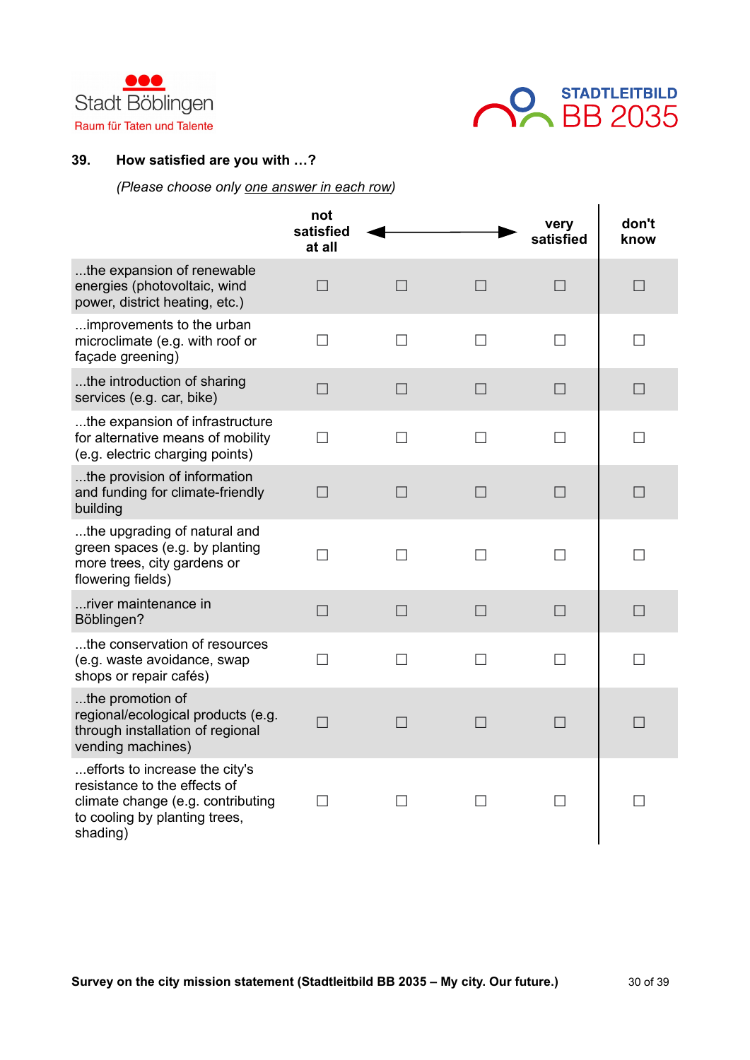**39. How satisfied are you with …?**

*(Please choose only <u>one answer in each row</u>)*

| | not satisfied at all | ◄ | ► | very satisfied | don't know |
|---|---|---|---|---|---|
| ...the expansion of renewable energies (photovoltaic, wind power, district heating, etc.) | ☐ | ☐ | ☐ | ☐ | ☐ |
| ...improvements to the urban microclimate (e.g. with roof or façade greening) | ☐ | ☐ | ☐ | ☐ | ☐ |
| ...the introduction of sharing services (e.g. car, bike) | ☐ | ☐ | ☐ | ☐ | ☐ |
| ...the expansion of infrastructure for alternative means of mobility (e.g. electric charging points) | ☐ | ☐ | ☐ | ☐ | ☐ |
| ...the provision of information and funding for climate-friendly building | ☐ | ☐ | ☐ | ☐ | ☐ |
| ...the upgrading of natural and green spaces (e.g. by planting more trees, city gardens or flowering fields) | ☐ | ☐ | ☐ | ☐ | ☐ |
| ...river maintenance in Böblingen? | ☐ | ☐ | ☐ | ☐ | ☐ |
| ...the conservation of resources (e.g. waste avoidance, swap shops or repair cafés) | ☐ | ☐ | ☐ | ☐ | ☐ |
| ...the promotion of regional/ecological products (e.g. through installation of regional vending machines) | ☐ | ☐ | ☐ | ☐ | ☐ |
| ...efforts to increase the city's resistance to the effects of climate change (e.g. contributing to cooling by planting trees, shading) | ☐ | ☐ | ☐ | ☐ | ☐ |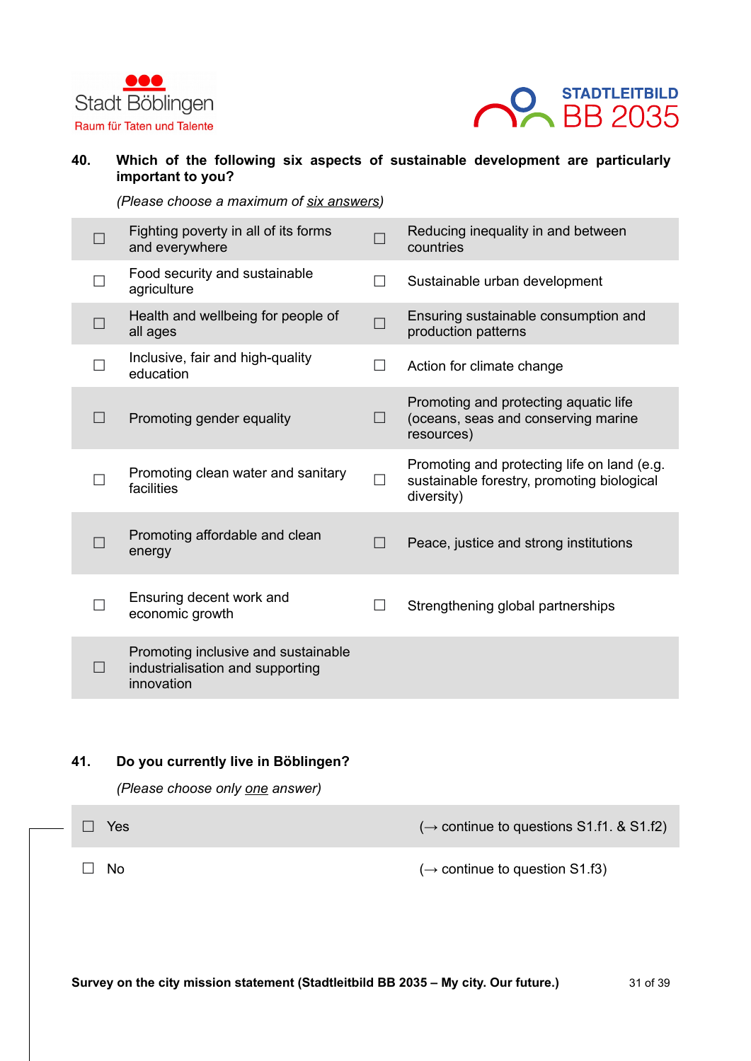**40. Which of the following six aspects of sustainable development are particularly important to you?**

*(Please choose a maximum of six answers)*

| | | | |
|---|---|---|---|
| ☐ | Fighting poverty in all of its forms and everywhere | ☐ | Reducing inequality in and between countries |
| ☐ | Food security and sustainable agriculture | ☐ | Sustainable urban development |
| ☐ | Health and wellbeing for people of all ages | ☐ | Ensuring sustainable consumption and production patterns |
| ☐ | Inclusive, fair and high-quality education | ☐ | Action for climate change |
| ☐ | Promoting gender equality | ☐ | Promoting and protecting aquatic life (oceans, seas and conserving marine resources) |
| ☐ | Promoting clean water and sanitary facilities | ☐ | Promoting and protecting life on land (e.g. sustainable forestry, promoting biological diversity) |
| ☐ | Promoting affordable and clean energy | ☐ | Peace, justice and strong institutions |
| ☐ | Ensuring decent work and economic growth | ☐ | Strengthening global partnerships |
| ☐ | Promoting inclusive and sustainable industrialisation and supporting innovation | | |

**41. Do you currently live in Böblingen?**

*(Please choose only one answer)*

| | |
|---|---|
| ☐ Yes | (→ continue to questions S1.f1. & S1.f2) |
| ☐ No | (→ continue to question S1.f3) |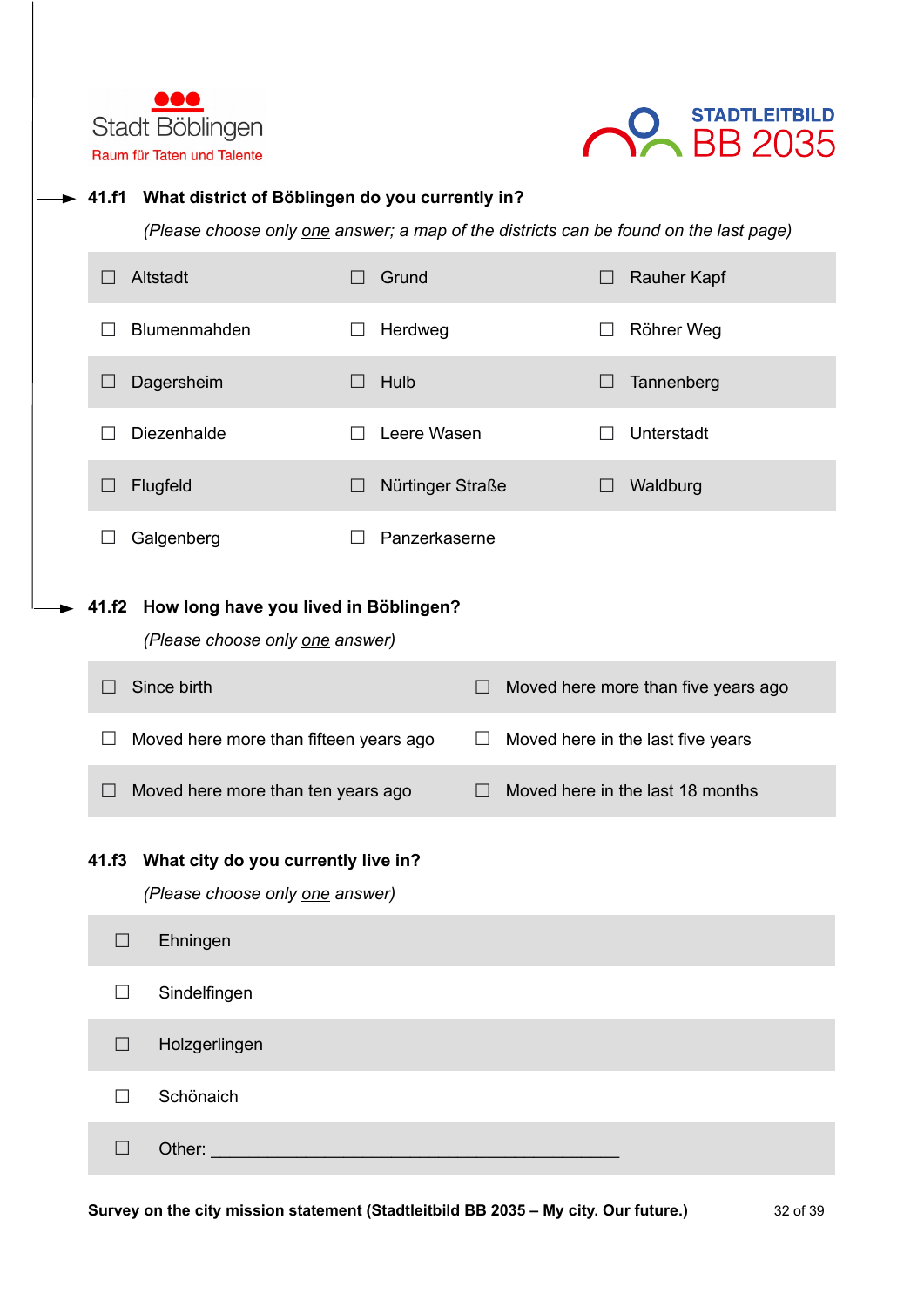Stadt Böblingen
Raum für Taten und Talente

STADTLEITBILD
BB 2035

**41.f1 What district of Böblingen do you currently in?**

*(Please choose only <u>one</u> answer; a map of the districts can be found on the last page)*

| | | |
|---|---|---|
| ☐ Altstadt | ☐ Grund | ☐ Rauher Kapf |
| ☐ Blumenmahden | ☐ Herdweg | ☐ Röhrer Weg |
| ☐ Dagersheim | ☐ Hulb | ☐ Tannenberg |
| ☐ Diezenhalde | ☐ Leere Wasen | ☐ Unterstadt |
| ☐ Flugfeld | ☐ Nürtinger Straße | ☐ Waldburg |
| ☐ Galgenberg | ☐ Panzerkaserne | |

**41.f2 How long have you lived in Böblingen?**

*(Please choose only <u>one</u> answer)*

| | |
|---|---|
| ☐ Since birth | ☐ Moved here more than five years ago |
| ☐ Moved here more than fifteen years ago | ☐ Moved here in the last five years |
| ☐ Moved here more than ten years ago | ☐ Moved here in the last 18 months |

**41.f3 What city do you currently live in?**

*(Please choose only <u>one</u> answer)*

- ☐ Ehningen
- ☐ Sindelfingen
- ☐ Holzgerlingen
- ☐ Schönaich
- ☐ Other: ____________________________________________

**Survey on the city mission statement (Stadtleitbild BB 2035 – My city. Our future.)**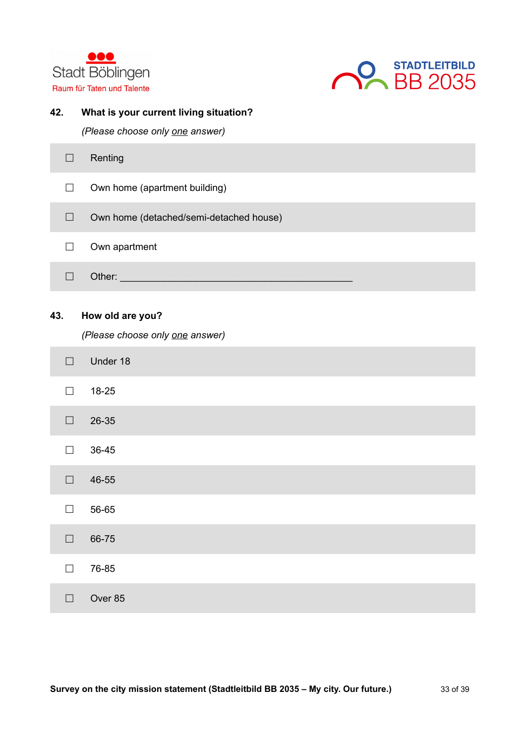**42.** **What is your current living situation?**

*(Please choose only one answer)*

- ☐ Renting
- ☐ Own home (apartment building)
- ☐ Own home (detached/semi-detached house)
- ☐ Own apartment
- ☐ Other: ____________________________________________

**43.** **How old are you?**

*(Please choose only one answer)*

- ☐ Under 18
- ☐ 18-25
- ☐ 26-35
- ☐ 36-45
- ☐ 46-55
- ☐ 56-65
- ☐ 66-75
- ☐ 76-85
- ☐ Over 85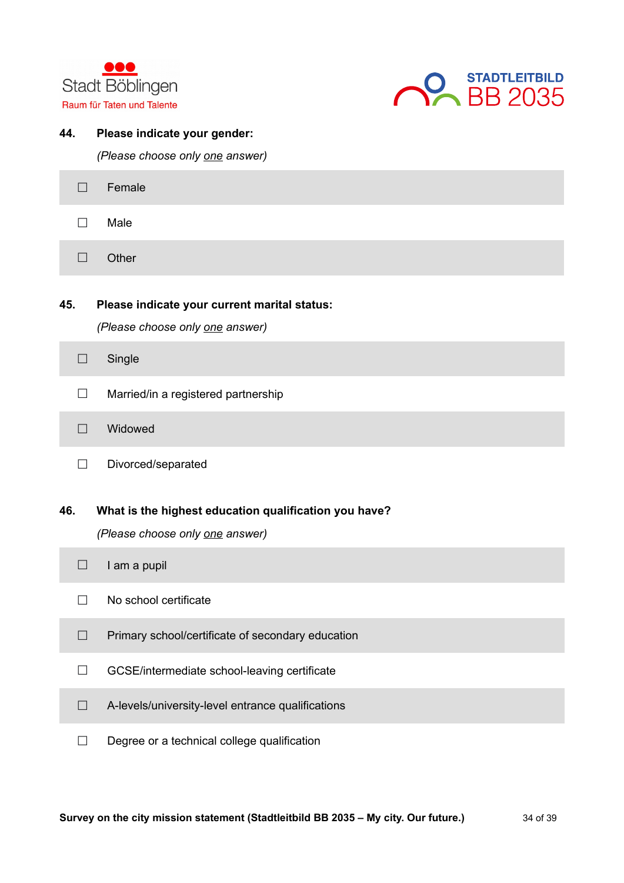**44. Please indicate your gender:**

*(Please choose only one answer)*

- ☐ Female
- ☐ Male
- ☐ Other

**45. Please indicate your current marital status:**

*(Please choose only one answer)*

- ☐ Single
- ☐ Married/in a registered partnership
- ☐ Widowed
- ☐ Divorced/separated

**46. What is the highest education qualification you have?**

*(Please choose only one answer)*

- ☐ I am a pupil
- ☐ No school certificate
- ☐ Primary school/certificate of secondary education
- ☐ GCSE/intermediate school-leaving certificate
- ☐ A-levels/university-level entrance qualifications
- ☐ Degree or a technical college qualification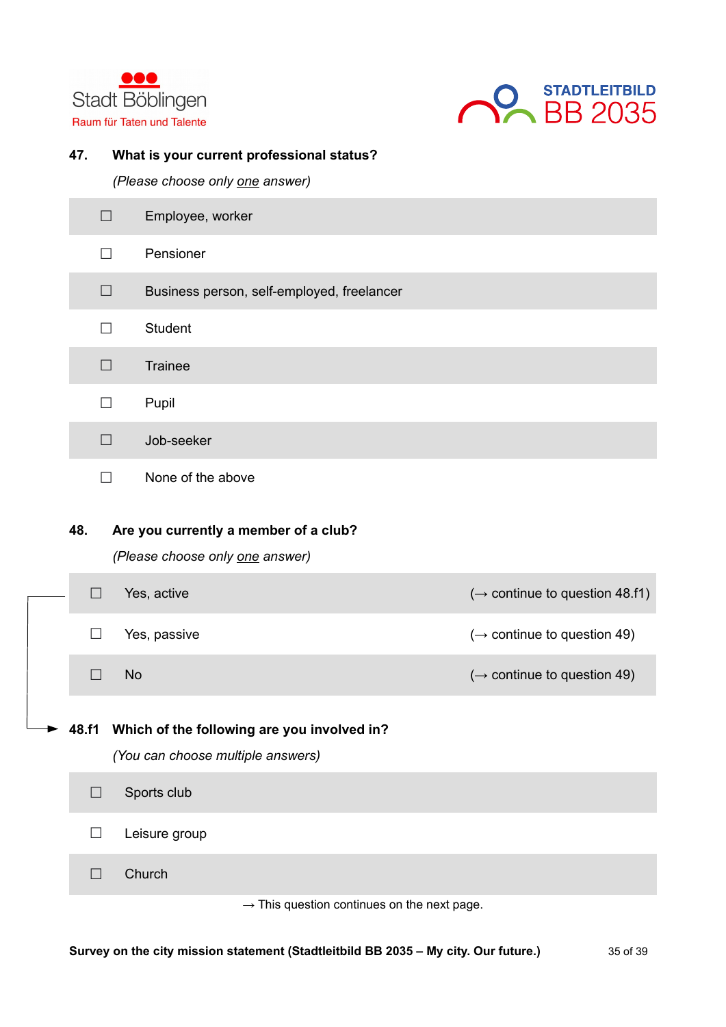**47. What is your current professional status?**

*(Please choose only <u>one</u> answer)*

- ☐ Employee, worker
- ☐ Pensioner
- ☐ Business person, self-employed, freelancer
- ☐ Student
- ☐ Trainee
- ☐ Pupil
- ☐ Job-seeker
- ☐ None of the above

**48. Are you currently a member of a club?**

*(Please choose only <u>one</u> answer)*

| | | |
|---|---|---|
| ☐ | Yes, active | (→ continue to question 48.f1) |
| ☐ | Yes, passive | (→ continue to question 49) |
| ☐ | No | (→ continue to question 49) |

**48.f1 Which of the following are you involved in?**

*(You can choose multiple answers)*

- ☐ Sports club
- ☐ Leisure group
- ☐ Church

→ This question continues on the next page.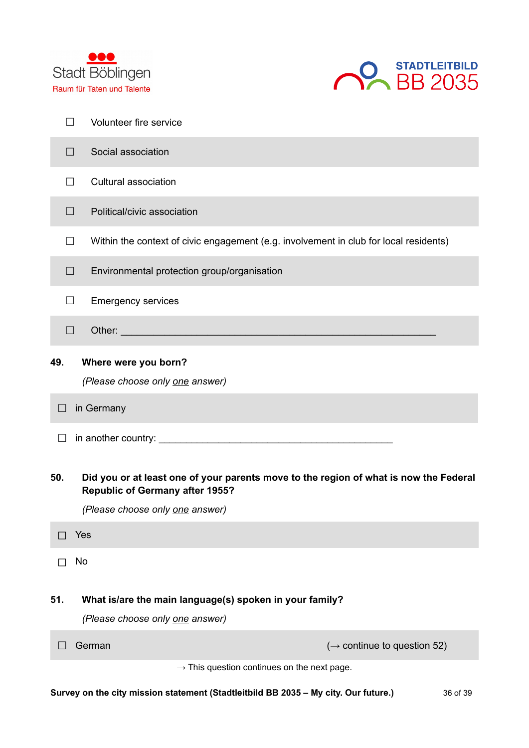☐ Volunteer fire service

☐ Social association

☐ Cultural association

☐ Political/civic association

☐ Within the context of civic engagement (e.g. involvement in club for local residents)

☐ Environmental protection group/organisation

☐ Emergency services

☐ Other: ____________________________________________________________

**49. Where were you born?**

*(Please choose only one answer)*

☐ in Germany

☐ in another country: _____________________________________________

**50. Did you or at least one of your parents move to the region of what is now the Federal Republic of Germany after 1955?**

*(Please choose only one answer)*

☐ Yes

☐ No

**51. What is/are the main language(s) spoken in your family?**

*(Please choose only one answer)*

☐ German (→ continue to question 52)

→ This question continues on the next page.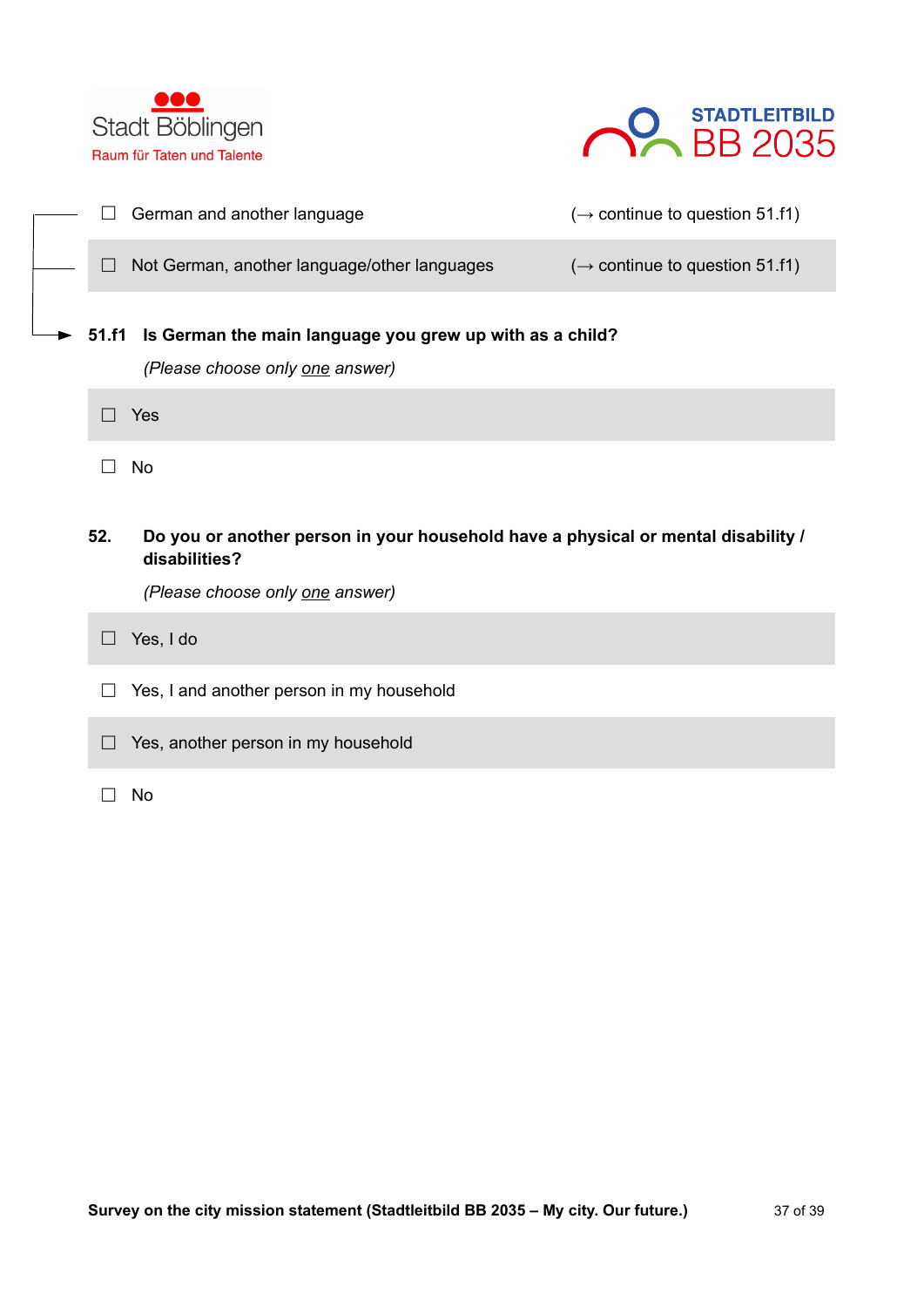☐ German and another language (→ continue to question 51.f1)

☐ Not German, another language/other languages (→ continue to question 51.f1)

**51.f1 Is German the main language you grew up with as a child?**

*(Please choose only one answer)*

☐ Yes

☐ No

**52. Do you or another person in your household have a physical or mental disability / disabilities?**

*(Please choose only one answer)*

☐ Yes, I do

☐ Yes, I and another person in my household

☐ Yes, another person in my household

☐ No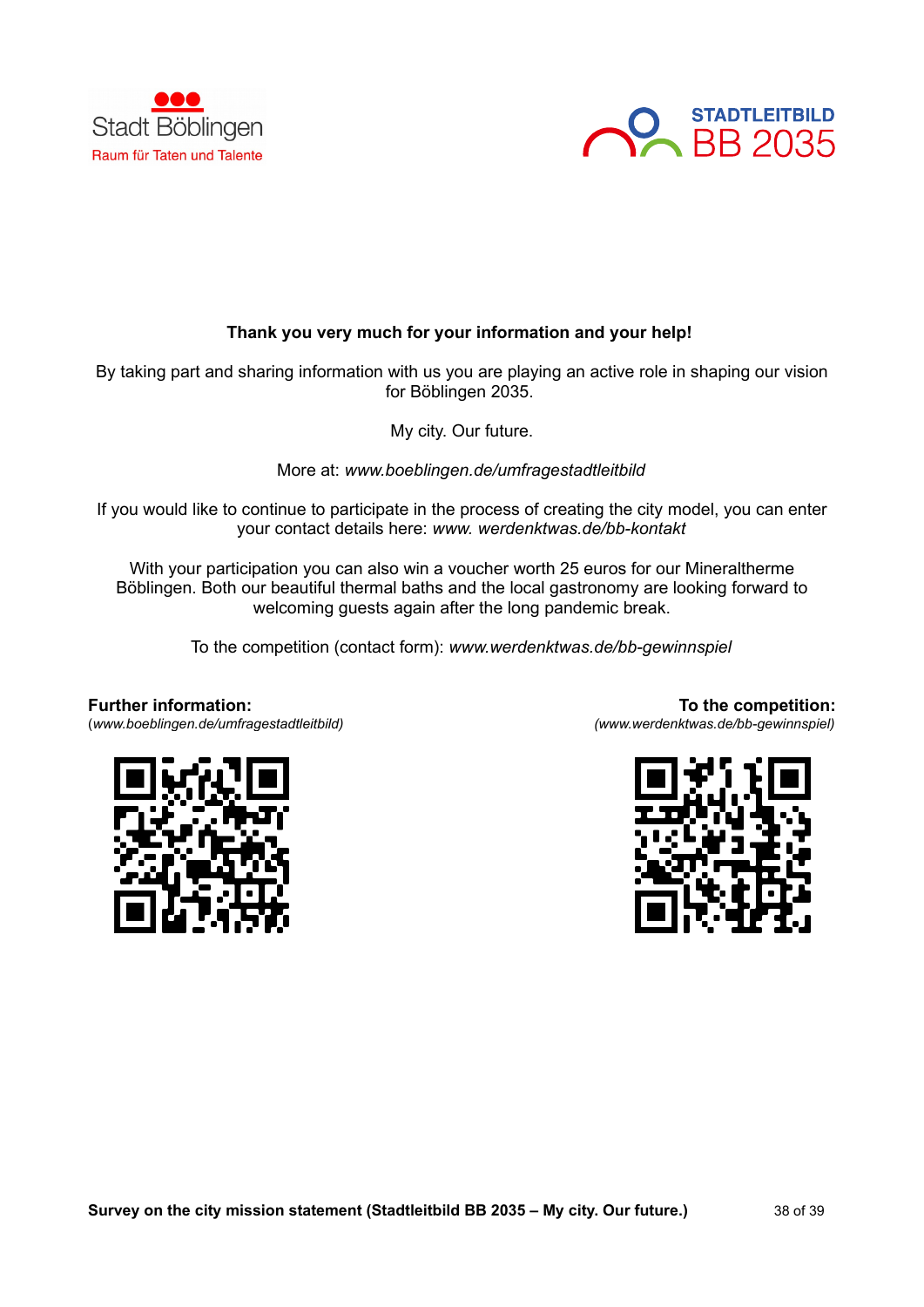Stadt Böblingen
Raum für Taten und Talente

STADTLEITBILD
BB 2035

**Thank you very much for your information and your help!**

By taking part and sharing information with us you are playing an active role in shaping our vision for Böblingen 2035.

My city. Our future.

More at: *www.boeblingen.de/umfragestadtleitbild*

If you would like to continue to participate in the process of creating the city model, you can enter your contact details here: *www. werdenktwas.de/bb-kontakt*

With your participation you can also win a voucher worth 25 euros for our Mineraltherme Böblingen. Both our beautiful thermal baths and the local gastronomy are looking forward to welcoming guests again after the long pandemic break.

To the competition (contact form): *www.werdenktwas.de/bb-gewinnspiel*

**Further information:**
(*www.boeblingen.de/umfragestadtleitbild)*

**To the competition:**
*(www.werdenktwas.de/bb-gewinnspiel)*

**Survey on the city mission statement (Stadtleitbild BB 2035 – My city. Our future.)**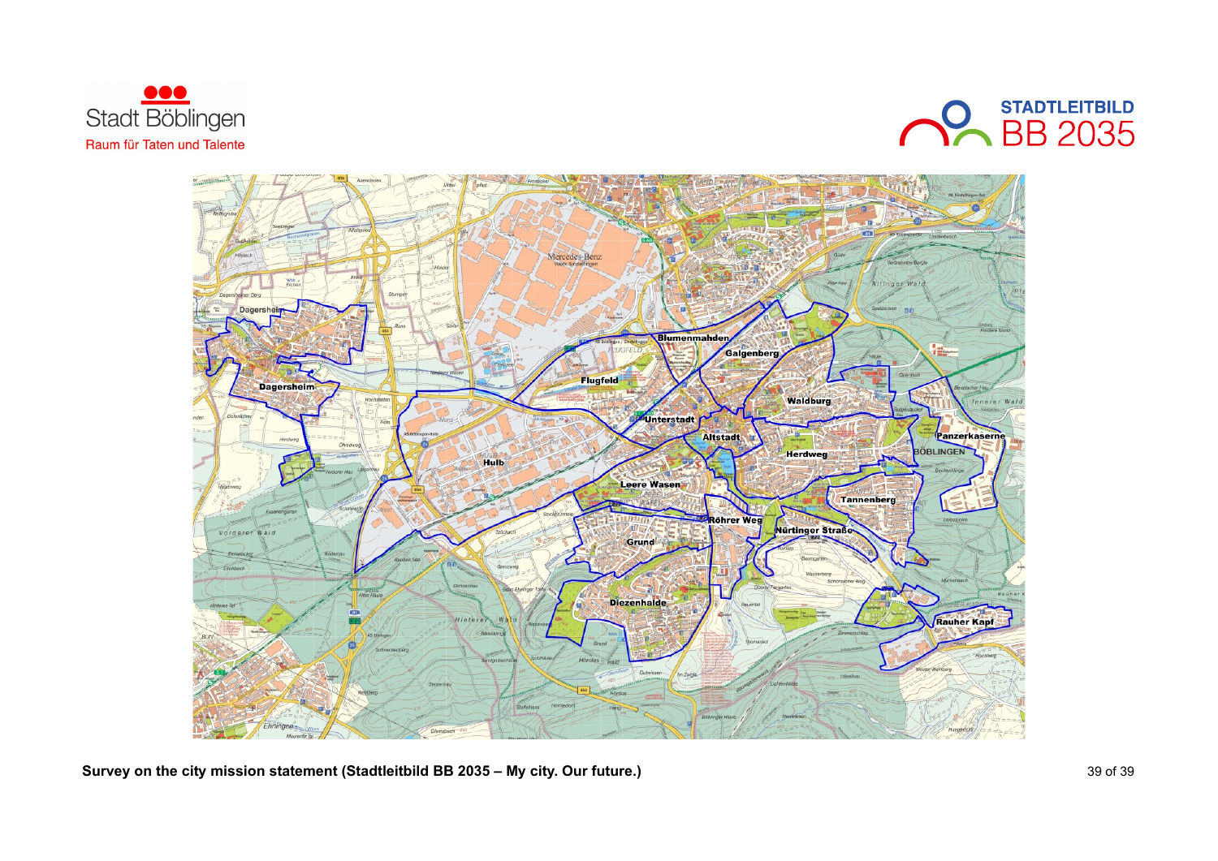Stadt Böblingen

Raum für Taten und Talente

STADTLEITBILD BB 2035

Dagersheim

Blumenmahden

Galgenberg

Flugfeld

Waldburg

Unterstadt

Altstadt

Panzerkaserne

Herdweg

Hulb

Leere Wasen

Tannenberg

Röhrer Weg

Nürtinger Straße

Grund

Diezenhalde

Rauher Kapf

**Survey on the city mission statement (Stadtleitbild BB 2035 – My city. Our future.)**